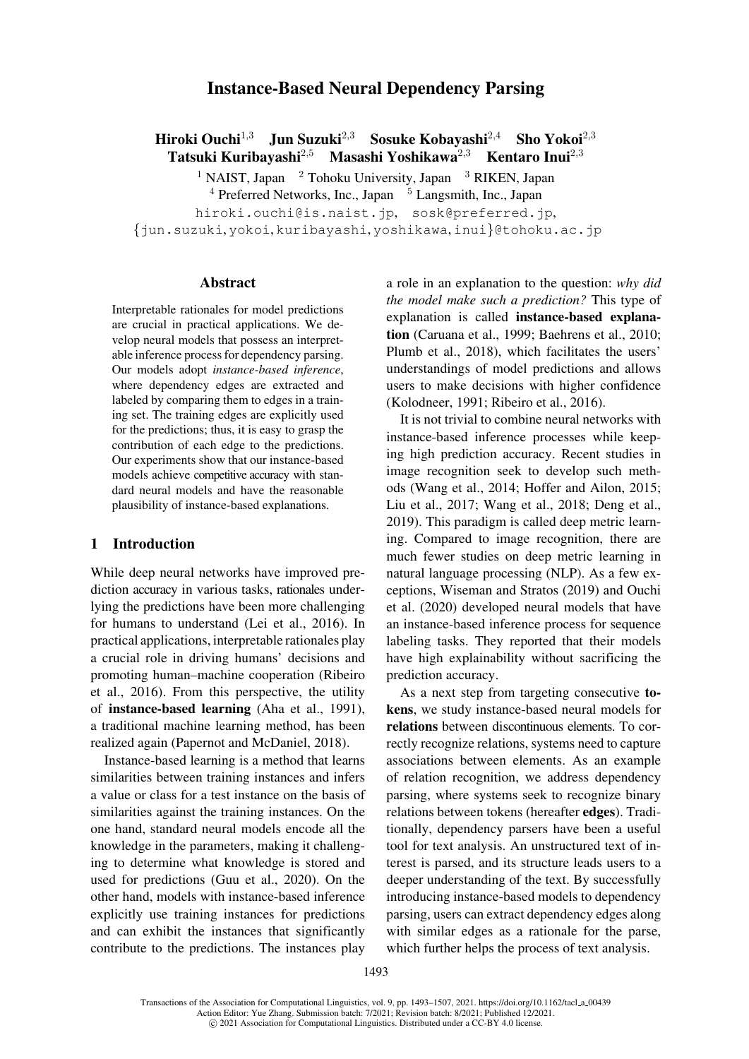# Instance-Based Neural Dependency Parsing

**Hiroki Ouchi**[1,3] **Jun Suzuki**[2,3] **Sosuke Kobayashi**[2,4] **Sho Yokoi**[2,3]
**Tatsuki Kuribayashi**[2,5] **Masashi Yoshikawa**[2,3] **Kentaro Inui**[2,3]

[1] NAIST, Japan [2] Tohoku University, Japan [3] RIKEN, Japan
[4] Preferred Networks, Inc., Japan [5] Langsmith, Inc., Japan

hiroki.ouchi@is.naist.jp, sosk@preferred.jp,
{jun.suzuki,yokoi,kuribayashi,yoshikawa,inui}@tohoku.ac.jp

## Abstract

Interpretable rationales for model predictions are crucial in practical applications. We develop neural models that possess an interpretable inference process for dependency parsing. Our models adopt *instance-based inference*, where dependency edges are extracted and labeled by comparing them to edges in a training set. The training edges are explicitly used for the predictions; thus, it is easy to grasp the contribution of each edge to the predictions. Our experiments show that our instance-based models achieve competitive accuracy with standard neural models and have the reasonable plausibility of instance-based explanations.

## 1 Introduction

While deep neural networks have improved prediction accuracy in various tasks, rationales underlying the predictions have been more challenging for humans to understand (Lei et al., 2016). In practical applications, interpretable rationales play a crucial role in driving humans' decisions and promoting human–machine cooperation (Ribeiro et al., 2016). From this perspective, the utility of **instance-based learning** (Aha et al., 1991), a traditional machine learning method, has been realized again (Papernot and McDaniel, 2018).

Instance-based learning is a method that learns similarities between training instances and infers a value or class for a test instance on the basis of similarities against the training instances. On the one hand, standard neural models encode all the knowledge in the parameters, making it challenging to determine what knowledge is stored and used for predictions (Guu et al., 2020). On the other hand, models with instance-based inference explicitly use training instances for predictions and can exhibit the instances that significantly contribute to the predictions. The instances play a role in an explanation to the question: *why did the model make such a prediction?* This type of explanation is called **instance-based explanation** (Caruana et al., 1999; Baehrens et al., 2010; Plumb et al., 2018), which facilitates the users' understandings of model predictions and allows users to make decisions with higher confidence (Kolodneer, 1991; Ribeiro et al., 2016).

It is not trivial to combine neural networks with instance-based inference processes while keeping high prediction accuracy. Recent studies in image recognition seek to develop such methods (Wang et al., 2014; Hoffer and Ailon, 2015; Liu et al., 2017; Wang et al., 2018; Deng et al., 2019). This paradigm is called deep metric learning. Compared to image recognition, there are much fewer studies on deep metric learning in natural language processing (NLP). As a few exceptions, Wiseman and Stratos (2019) and Ouchi et al. (2020) developed neural models that have an instance-based inference process for sequence labeling tasks. They reported that their models have high explainability without sacrificing the prediction accuracy.

As a next step from targeting consecutive **tokens**, we study instance-based neural models for **relations** between discontinuous elements. To correctly recognize relations, systems need to capture associations between elements. As an example of relation recognition, we address dependency parsing, where systems seek to recognize binary relations between tokens (hereafter **edges**). Traditionally, dependency parsers have been a useful tool for text analysis. An unstructured text of interest is parsed, and its structure leads users to a deeper understanding of the text. By successfully introducing instance-based models to dependency parsing, users can extract dependency edges along with similar edges as a rationale for the parse, which further helps the process of text analysis.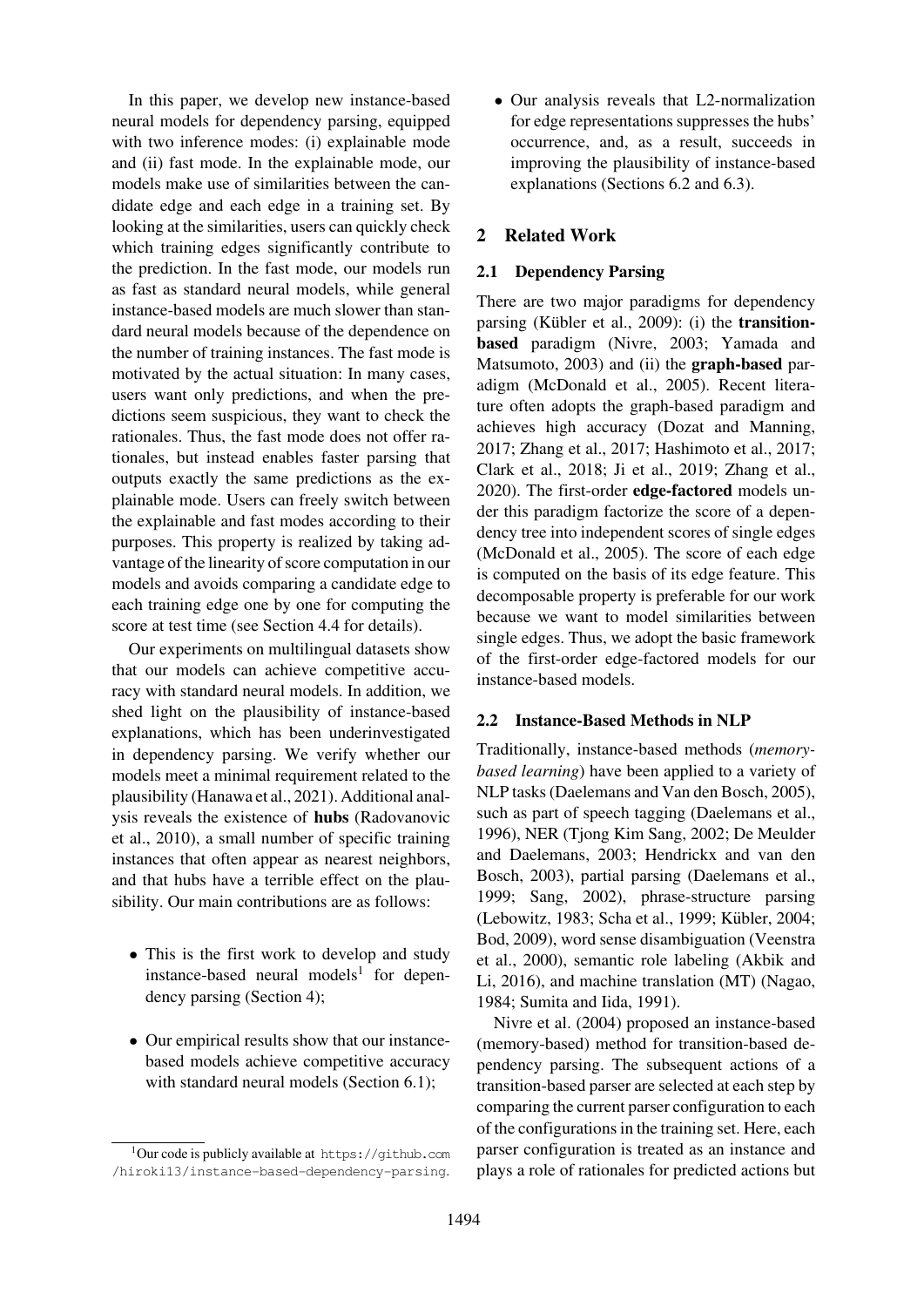In this paper, we develop new instance-based neural models for dependency parsing, equipped with two inference modes: (i) explainable mode and (ii) fast mode. In the explainable mode, our models make use of similarities between the candidate edge and each edge in a training set. By looking at the similarities, users can quickly check which training edges significantly contribute to the prediction. In the fast mode, our models run as fast as standard neural models, while general instance-based models are much slower than standard neural models because of the dependence on the number of training instances. The fast mode is motivated by the actual situation: In many cases, users want only predictions, and when the predictions seem suspicious, they want to check the rationales. Thus, the fast mode does not offer rationales, but instead enables faster parsing that outputs exactly the same predictions as the explainable mode. Users can freely switch between the explainable and fast modes according to their purposes. This property is realized by taking advantage of the linearity of score computation in our models and avoids comparing a candidate edge to each training edge one by one for computing the score at test time (see Section 4.4 for details).

Our experiments on multilingual datasets show that our models can achieve competitive accuracy with standard neural models. In addition, we shed light on the plausibility of instance-based explanations, which has been underinvestigated in dependency parsing. We verify whether our models meet a minimal requirement related to the plausibility (Hanawa et al., 2021). Additional analysis reveals the existence of **hubs** (Radovanovic et al., 2010), a small number of specific training instances that often appear as nearest neighbors, and that hubs have a terrible effect on the plausibility. Our main contributions are as follows:

- This is the first work to develop and study instance-based neural models[1] for dependency parsing (Section 4);
- Our empirical results show that our instance-based models achieve competitive accuracy with standard neural models (Section 6.1);
- Our analysis reveals that L2-normalization for edge representations suppresses the hubs' occurrence, and, as a result, succeeds in improving the plausibility of instance-based explanations (Sections 6.2 and 6.3).

[1] Our code is publicly available at https://github.com/hiroki13/instance-based-dependency-parsing.

## 2 Related Work

### 2.1 Dependency Parsing

There are two major paradigms for dependency parsing (Kübler et al., 2009): (i) the **transition-based** paradigm (Nivre, 2003; Yamada and Matsumoto, 2003) and (ii) the **graph-based** paradigm (McDonald et al., 2005). Recent literature often adopts the graph-based paradigm and achieves high accuracy (Dozat and Manning, 2017; Zhang et al., 2017; Hashimoto et al., 2017; Clark et al., 2018; Ji et al., 2019; Zhang et al., 2020). The first-order **edge-factored** models under this paradigm factorize the score of a dependency tree into independent scores of single edges (McDonald et al., 2005). The score of each edge is computed on the basis of its edge feature. This decomposable property is preferable for our work because we want to model similarities between single edges. Thus, we adopt the basic framework of the first-order edge-factored models for our instance-based models.

### 2.2 Instance-Based Methods in NLP

Traditionally, instance-based methods (*memory-based learning*) have been applied to a variety of NLP tasks (Daelemans and Van den Bosch, 2005), such as part of speech tagging (Daelemans et al., 1996), NER (Tjong Kim Sang, 2002; De Meulder and Daelemans, 2003; Hendrickx and van den Bosch, 2003), partial parsing (Daelemans et al., 1999; Sang, 2002), phrase-structure parsing (Lebowitz, 1983; Scha et al., 1999; Kübler, 2004; Bod, 2009), word sense disambiguation (Veenstra et al., 2000), semantic role labeling (Akbik and Li, 2016), and machine translation (MT) (Nagao, 1984; Sumita and Iida, 1991).

Nivre et al. (2004) proposed an instance-based (memory-based) method for transition-based dependency parsing. The subsequent actions of a transition-based parser are selected at each step by comparing the current parser configuration to each of the configurations in the training set. Here, each parser configuration is treated as an instance and plays a role of rationales for predicted actions but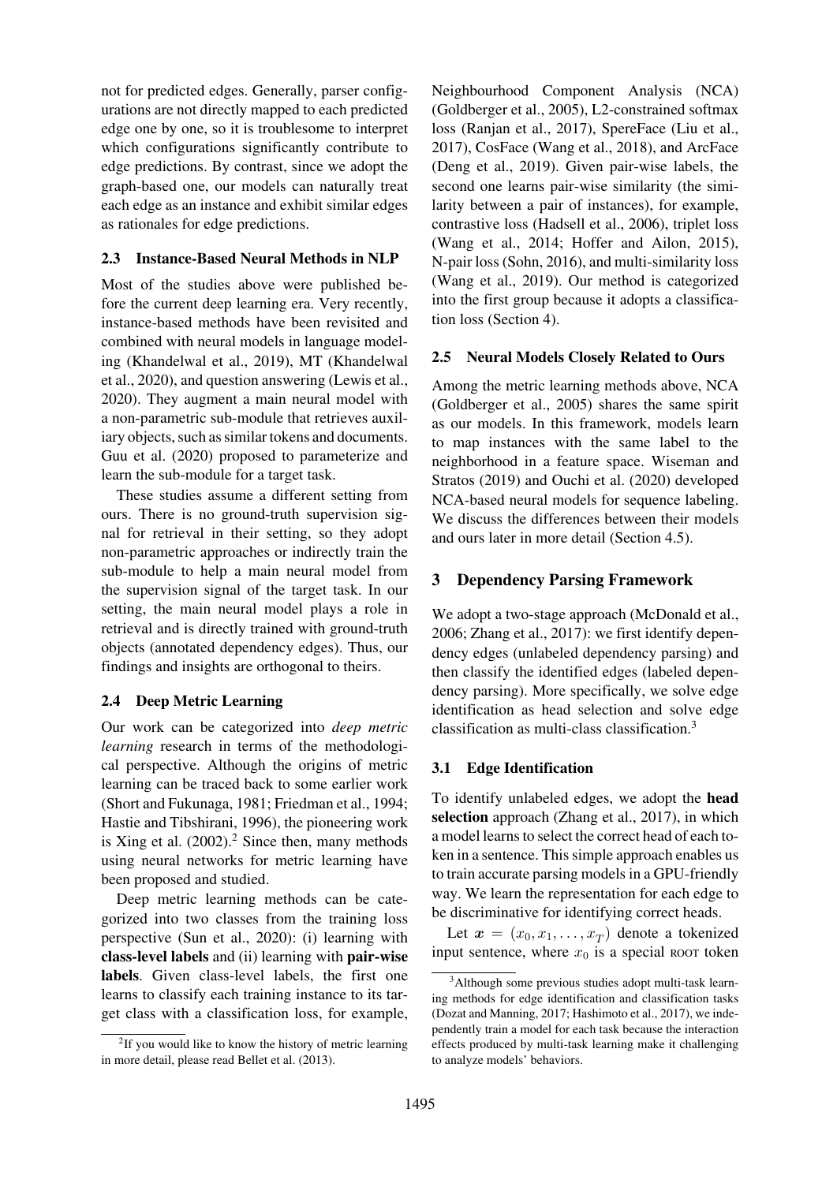not for predicted edges. Generally, parser configurations are not directly mapped to each predicted edge one by one, so it is troublesome to interpret which configurations significantly contribute to edge predictions. By contrast, since we adopt the graph-based one, our models can naturally treat each edge as an instance and exhibit similar edges as rationales for edge predictions.

### 2.3 Instance-Based Neural Methods in NLP

Most of the studies above were published before the current deep learning era. Very recently, instance-based methods have been revisited and combined with neural models in language modeling (Khandelwal et al., 2019), MT (Khandelwal et al., 2020), and question answering (Lewis et al., 2020). They augment a main neural model with a non-parametric sub-module that retrieves auxiliary objects, such as similar tokens and documents. Guu et al. (2020) proposed to parameterize and learn the sub-module for a target task.

These studies assume a different setting from ours. There is no ground-truth supervision signal for retrieval in their setting, so they adopt non-parametric approaches or indirectly train the sub-module to help a main neural model from the supervision signal of the target task. In our setting, the main neural model plays a role in retrieval and is directly trained with ground-truth objects (annotated dependency edges). Thus, our findings and insights are orthogonal to theirs.

### 2.4 Deep Metric Learning

Our work can be categorized into *deep metric learning* research in terms of the methodological perspective. Although the origins of metric learning can be traced back to some earlier work (Short and Fukunaga, 1981; Friedman et al., 1994; Hastie and Tibshirani, 1996), the pioneering work is Xing et al. (2002).[2] Since then, many methods using neural networks for metric learning have been proposed and studied.

Deep metric learning methods can be categorized into two classes from the training loss perspective (Sun et al., 2020): (i) learning with **class-level labels** and (ii) learning with **pair-wise labels**. Given class-level labels, the first one learns to classify each training instance to its target class with a classification loss, for example, Neighbourhood Component Analysis (NCA) (Goldberger et al., 2005), L2-constrained softmax loss (Ranjan et al., 2017), SpereFace (Liu et al., 2017), CosFace (Wang et al., 2018), and ArcFace (Deng et al., 2019). Given pair-wise labels, the second one learns pair-wise similarity (the similarity between a pair of instances), for example, contrastive loss (Hadsell et al., 2006), triplet loss (Wang et al., 2014; Hoffer and Ailon, 2015), N-pair loss (Sohn, 2016), and multi-similarity loss (Wang et al., 2019). Our method is categorized into the first group because it adopts a classification loss (Section 4).

### 2.5 Neural Models Closely Related to Ours

Among the metric learning methods above, NCA (Goldberger et al., 2005) shares the same spirit as our models. In this framework, models learn to map instances with the same label to the neighborhood in a feature space. Wiseman and Stratos (2019) and Ouchi et al. (2020) developed NCA-based neural models for sequence labeling. We discuss the differences between their models and ours later in more detail (Section 4.5).

## 3 Dependency Parsing Framework

We adopt a two-stage approach (McDonald et al., 2006; Zhang et al., 2017): we first identify dependency edges (unlabeled dependency parsing) and then classify the identified edges (labeled dependency parsing). More specifically, we solve edge identification as head selection and solve edge classification as multi-class classification.[3]

### 3.1 Edge Identification

To identify unlabeled edges, we adopt the **head selection** approach (Zhang et al., 2017), in which a model learns to select the correct head of each token in a sentence. This simple approach enables us to train accurate parsing models in a GPU-friendly way. We learn the representation for each edge to be discriminative for identifying correct heads.

Let $\boldsymbol{x} = (x_0, x_1, \ldots, x_T)$ denote a tokenized input sentence, where $x_0$ is a special ROOT token

[2] If you would like to know the history of metric learning in more detail, please read Bellet et al. (2013).

[3] Although some previous studies adopt multi-task learning methods for edge identification and classification tasks (Dozat and Manning, 2017; Hashimoto et al., 2017), we independently train a model for each task because the interaction effects produced by multi-task learning make it challenging to analyze models' behaviors.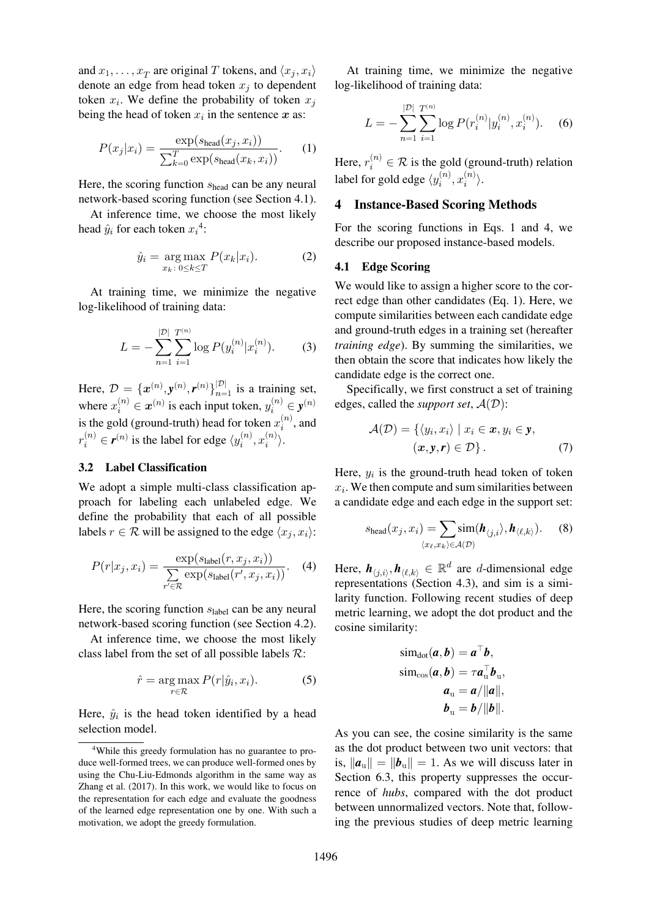and $x_1, \ldots, x_T$ are original $T$ tokens, and $\langle x_j, x_i \rangle$ denote an edge from head token $x_j$ to dependent token $x_i$. We define the probability of token $x_j$ being the head of token $x_i$ in the sentence $\boldsymbol{x}$ as:

$$P(x_j|x_i) = \frac{\exp(s_{\text{head}}(x_j, x_i))}{\sum_{k=0}^{T} \exp(s_{\text{head}}(x_k, x_i))}. \quad (1)$$

Here, the scoring function $s_{\text{head}}$ can be any neural network-based scoring function (see Section 4.1).

At inference time, we choose the most likely head $\hat{y}_i$ for each token $x_i$[4]:

$$\hat{y}_i = \underset{x_k :\, 0 \le k \le T}{\arg\max}\, P(x_k|x_i). \quad (2)$$

At training time, we minimize the negative log-likelihood of training data:

$$L = -\sum_{n=1}^{|\mathcal{D}|} \sum_{i=1}^{T^{(n)}} \log P(y_i^{(n)}|x_i^{(n)}). \quad (3)$$

Here, $\mathcal{D} = \{\boldsymbol{x}^{(n)}, \boldsymbol{y}^{(n)}, \boldsymbol{r}^{(n)}\}_{n=1}^{|\mathcal{D}|}$ is a training set, where $x_i^{(n)} \in \boldsymbol{x}^{(n)}$ is each input token, $y_i^{(n)} \in \boldsymbol{y}^{(n)}$ is the gold (ground-truth) head for token $x_i^{(n)}$, and $r_i^{(n)} \in \boldsymbol{r}^{(n)}$ is the label for edge $\langle y_i^{(n)}, x_i^{(n)} \rangle$.

### 3.2 Label Classification

We adopt a simple multi-class classification approach for labeling each unlabeled edge. We define the probability that each of all possible labels $r \in \mathcal{R}$ will be assigned to the edge $\langle x_j, x_i \rangle$:

$$P(r|x_j, x_i) = \frac{\exp(s_{\text{label}}(r, x_j, x_i))}{\sum\limits_{r' \in \mathcal{R}} \exp(s_{\text{label}}(r', x_j, x_i))}. \quad (4)$$

Here, the scoring function $s_{\text{label}}$ can be any neural network-based scoring function (see Section 4.2).

At inference time, we choose the most likely class label from the set of all possible labels $\mathcal{R}$:

$$\hat{r} = \underset{r \in \mathcal{R}}{\arg\max}\, P(r|\hat{y}_i, x_i). \quad (5)$$

Here, $\hat{y}_i$ is the head token identified by a head selection model.

At training time, we minimize the negative log-likelihood of training data:

$$L = -\sum_{n=1}^{|\mathcal{D}|} \sum_{i=1}^{T^{(n)}} \log P(r_i^{(n)}|y_i^{(n)}, x_i^{(n)}). \quad (6)$$

Here, $r_i^{(n)} \in \mathcal{R}$ is the gold (ground-truth) relation label for gold edge $\langle y_i^{(n)}, x_i^{(n)} \rangle$.

## 4 Instance-Based Scoring Methods

For the scoring functions in Eqs. 1 and 4, we describe our proposed instance-based models.

### 4.1 Edge Scoring

We would like to assign a higher score to the correct edge than other candidates (Eq. 1). Here, we compute similarities between each candidate edge and ground-truth edges in a training set (hereafter *training edge*). By summing the similarities, we then obtain the score that indicates how likely the candidate edge is the correct one.

Specifically, we first construct a set of training edges, called the *support set*, $\mathcal{A}(\mathcal{D})$:

$$\mathcal{A}(\mathcal{D}) = \{\langle y_i, x_i \rangle \mid x_i \in \boldsymbol{x}, y_i \in \boldsymbol{y}, (\boldsymbol{x}, \boldsymbol{y}, \boldsymbol{r}) \in \mathcal{D}\}. \quad (7)$$

Here, $y_i$ is the ground-truth head token of token $x_i$. We then compute and sum similarities between a candidate edge and each edge in the support set:

$$s_{\text{head}}(x_j, x_i) = \sum_{\langle x_\ell, x_k \rangle \in \mathcal{A}(\mathcal{D})} \text{sim}(\boldsymbol{h}_{\langle j,i \rangle}, \boldsymbol{h}_{\langle \ell,k \rangle}). \quad (8)$$

Here, $\boldsymbol{h}_{\langle j,i \rangle}, \boldsymbol{h}_{\langle \ell,k \rangle} \in \mathbb{R}^d$ are $d$-dimensional edge representations (Section 4.3), and sim is a similarity function. Following recent studies of deep metric learning, we adopt the dot product and the cosine similarity:

$$\begin{aligned}
\text{sim}_{\text{dot}}(\boldsymbol{a}, \boldsymbol{b}) &= \boldsymbol{a}^\top \boldsymbol{b}, \\
\text{sim}_{\text{cos}}(\boldsymbol{a}, \boldsymbol{b}) &= \tau \boldsymbol{a}_{\text{u}}^\top \boldsymbol{b}_{\text{u}}, \\
\boldsymbol{a}_{\text{u}} &= \boldsymbol{a}/\|\boldsymbol{a}\|, \\
\boldsymbol{b}_{\text{u}} &= \boldsymbol{b}/\|\boldsymbol{b}\|.
\end{aligned}$$

As you can see, the cosine similarity is the same as the dot product between two unit vectors: that is, $\|\boldsymbol{a}_{\text{u}}\| = \|\boldsymbol{b}_{\text{u}}\| = 1$. As we will discuss later in Section 6.3, this property suppresses the occurrence of *hubs*, compared with the dot product between unnormalized vectors. Note that, following the previous studies of deep metric learning

[4] While this greedy formulation has no guarantee to produce well-formed trees, we can produce well-formed ones by using the Chu-Liu-Edmonds algorithm in the same way as Zhang et al. (2017). In this work, we would like to focus on the representation for each edge and evaluate the goodness of the learned edge representation one by one. With such a motivation, we adopt the greedy formulation.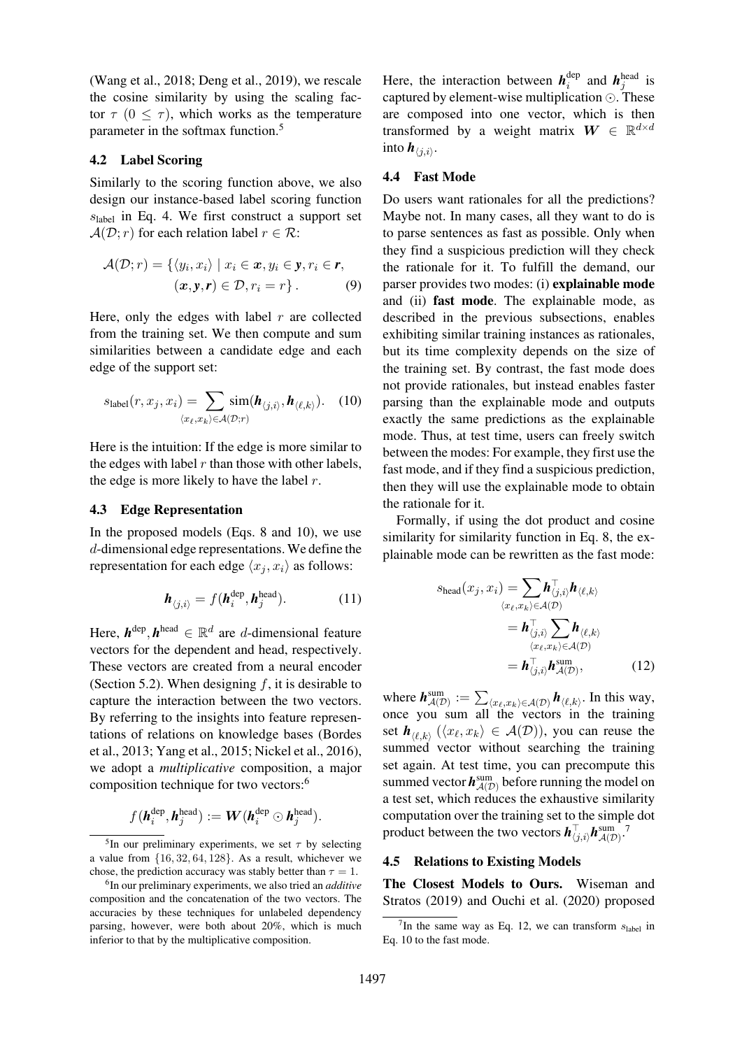(Wang et al., 2018; Deng et al., 2019), we rescale the cosine similarity by using the scaling factor $\tau$ $(0 \leq \tau)$, which works as the temperature parameter in the softmax function.[5]

### 4.2 Label Scoring

Similarly to the scoring function above, we also design our instance-based label scoring function $s_{\text{label}}$ in Eq. 4. We first construct a support set $\mathcal{A}(\mathcal{D}; r)$ for each relation label $r \in \mathcal{R}$:

$$\mathcal{A}(\mathcal{D}; r) = \{\langle y_i, x_i \rangle \mid x_i \in \boldsymbol{x}, y_i \in \boldsymbol{y}, r_i \in \boldsymbol{r}, (\boldsymbol{x}, \boldsymbol{y}, \boldsymbol{r}) \in \mathcal{D}, r_i = r\}. \quad (9)$$

Here, only the edges with label $r$ are collected from the training set. We then compute and sum similarities between a candidate edge and each edge of the support set:

$$s_{\text{label}}(r, x_j, x_i) = \sum_{\langle x_\ell, x_k \rangle \in \mathcal{A}(\mathcal{D}; r)} \text{sim}(\boldsymbol{h}_{\langle j,i \rangle}, \boldsymbol{h}_{\langle \ell,k \rangle}). \quad (10)$$

Here is the intuition: If the edge is more similar to the edges with label $r$ than those with other labels, the edge is more likely to have the label $r$.

### 4.3 Edge Representation

In the proposed models (Eqs. 8 and 10), we use $d$-dimensional edge representations. We define the representation for each edge $\langle x_j, x_i \rangle$ as follows:

$$\boldsymbol{h}_{\langle j,i \rangle} = f(\boldsymbol{h}_i^{\text{dep}}, \boldsymbol{h}_j^{\text{head}}). \quad (11)$$

Here, $\boldsymbol{h}^{\text{dep}}, \boldsymbol{h}^{\text{head}} \in \mathbb{R}^d$ are $d$-dimensional feature vectors for the dependent and head, respectively. These vectors are created from a neural encoder (Section 5.2). When designing $f$, it is desirable to capture the interaction between the two vectors. By referring to the insights into feature representations of relations on knowledge bases (Bordes et al., 2013; Yang et al., 2015; Nickel et al., 2016), we adopt a *multiplicative* composition, a major composition technique for two vectors:[6]

$$f(\boldsymbol{h}_i^{\text{dep}}, \boldsymbol{h}_j^{\text{head}}) := \boldsymbol{W}(\boldsymbol{h}_i^{\text{dep}} \odot \boldsymbol{h}_j^{\text{head}}).$$

Here, the interaction between $\boldsymbol{h}_i^{\text{dep}}$ and $\boldsymbol{h}_j^{\text{head}}$ is captured by element-wise multiplication $\odot$. These are composed into one vector, which is then transformed by a weight matrix $\boldsymbol{W} \in \mathbb{R}^{d \times d}$ into $\boldsymbol{h}_{\langle j,i \rangle}$.

### 4.4 Fast Mode

Do users want rationales for all the predictions? Maybe not. In many cases, all they want to do is to parse sentences as fast as possible. Only when they find a suspicious prediction will they check the rationale for it. To fulfill the demand, our parser provides two modes: (i) **explainable mode** and (ii) **fast mode**. The explainable mode, as described in the previous subsections, enables exhibiting similar training instances as rationales, but its time complexity depends on the size of the training set. By contrast, the fast mode does not provide rationales, but instead enables faster parsing than the explainable mode and outputs exactly the same predictions as the explainable mode. Thus, at test time, users can freely switch between the modes: For example, they first use the fast mode, and if they find a suspicious prediction, then they will use the explainable mode to obtain the rationale for it.

Formally, if using the dot product and cosine similarity for similarity function in Eq. 8, the explainable mode can be rewritten as the fast mode:

$$\begin{aligned} s_{\text{head}}(x_j, x_i) &= \sum_{\langle x_\ell, x_k \rangle \in \mathcal{A}(\mathcal{D})} \boldsymbol{h}_{\langle j,i \rangle}^\top \boldsymbol{h}_{\langle \ell,k \rangle} \\ &= \boldsymbol{h}_{\langle j,i \rangle}^\top \sum_{\langle x_\ell, x_k \rangle \in \mathcal{A}(\mathcal{D})} \boldsymbol{h}_{\langle \ell,k \rangle} \\ &= \boldsymbol{h}_{\langle j,i \rangle}^\top \boldsymbol{h}_{\mathcal{A}(\mathcal{D})}^{\text{sum}}, \end{aligned} \quad (12)$$

where $\boldsymbol{h}_{\mathcal{A}(\mathcal{D})}^{\text{sum}} := \sum_{\langle x_\ell, x_k \rangle \in \mathcal{A}(\mathcal{D})} \boldsymbol{h}_{\langle \ell,k \rangle}$. In this way, once you sum all the vectors in the training set $\boldsymbol{h}_{\langle \ell,k \rangle}$ $(\langle x_\ell, x_k \rangle \in \mathcal{A}(\mathcal{D}))$, you can reuse the summed vector without searching the training set again. At test time, you can precompute this summed vector $\boldsymbol{h}_{\mathcal{A}(\mathcal{D})}^{\text{sum}}$ before running the model on a test set, which reduces the exhaustive similarity computation over the training set to the simple dot product between the two vectors $\boldsymbol{h}_{\langle j,i \rangle}^\top \boldsymbol{h}_{\mathcal{A}(\mathcal{D})}^{\text{sum}}$.[7]

### 4.5 Relations to Existing Models

**The Closest Models to Ours.** Wiseman and Stratos (2019) and Ouchi et al. (2020) proposed

[5] In our preliminary experiments, we set $\tau$ by selecting a value from $\{16, 32, 64, 128\}$. As a result, whichever we chose, the prediction accuracy was stably better than $\tau = 1$.

[6] In our preliminary experiments, we also tried an *additive* composition and the concatenation of the two vectors. The accuracies by these techniques for unlabeled dependency parsing, however, were both about 20%, which is much inferior to that by the multiplicative composition.

[7] In the same way as Eq. 12, we can transform $s_{\text{label}}$ in Eq. 10 to the fast mode.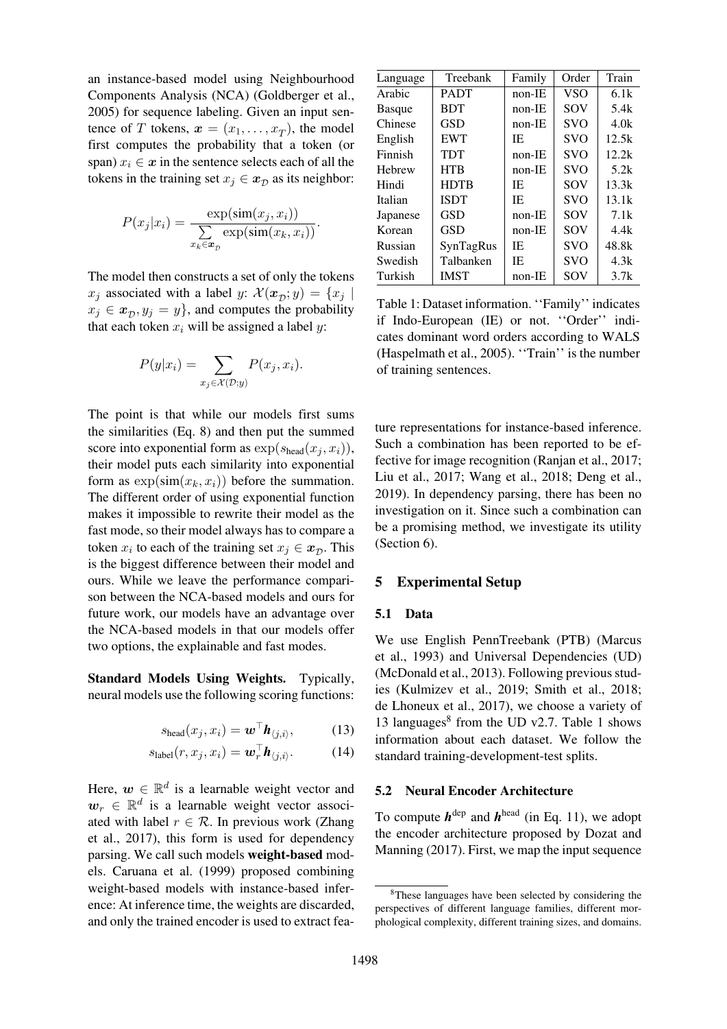an instance-based model using Neighbourhood Components Analysis (NCA) (Goldberger et al., 2005) for sequence labeling. Given an input sentence of $T$ tokens, $\boldsymbol{x} = (x_1, \ldots, x_T)$, the model first computes the probability that a token (or span) $x_i \in \boldsymbol{x}$ in the sentence selects each of all the tokens in the training set $x_j \in \boldsymbol{x}_{\mathcal{D}}$ as its neighbor:

$$P(x_j|x_i) = \frac{\exp(\text{sim}(x_j, x_i))}{\sum_{x_k \in \boldsymbol{x}_{\mathcal{D}}} \exp(\text{sim}(x_k, x_i))}.$$

The model then constructs a set of only the tokens $x_j$ associated with a label $y$: $\mathcal{X}(\boldsymbol{x}_{\mathcal{D}}; y) = \{x_j \mid x_j \in \boldsymbol{x}_{\mathcal{D}}, y_j = y\}$, and computes the probability that each token $x_i$ will be assigned a label $y$:

$$P(y|x_i) = \sum_{x_j \in \mathcal{X}(\mathcal{D}; y)} P(x_j, x_i).$$

The point is that while our models first sums the similarities (Eq. 8) and then put the summed score into exponential form as $\exp(s_{\text{head}}(x_j, x_i))$, their model puts each similarity into exponential form as $\exp(\text{sim}(x_k, x_i))$ before the summation. The different order of using exponential function makes it impossible to rewrite their model as the fast mode, so their model always has to compare a token $x_i$ to each of the training set $x_j \in \boldsymbol{x}_{\mathcal{D}}$. This is the biggest difference between their model and ours. While we leave the performance comparison between the NCA-based models and ours for future work, our models have an advantage over the NCA-based models in that our models offer two options, the explainable and fast modes.

**Standard Models Using Weights.** Typically, neural models use the following scoring functions:

$$s_{\text{head}}(x_j, x_i) = \boldsymbol{w}^\top \boldsymbol{h}_{\langle j,i \rangle}, \tag{13}$$

$$s_{\text{label}}(r, x_j, x_i) = \boldsymbol{w}_r^\top \boldsymbol{h}_{\langle j,i \rangle}. \tag{14}$$

Here, $\boldsymbol{w} \in \mathbb{R}^d$ is a learnable weight vector and $\boldsymbol{w}_r \in \mathbb{R}^d$ is a learnable weight vector associated with label $r \in \mathcal{R}$. In previous work (Zhang et al., 2017), this form is used for dependency parsing. We call such models **weight-based** models. Caruana et al. (1999) proposed combining weight-based models with instance-based inference: At inference time, the weights are discarded, and only the trained encoder is used to extract feature representations for instance-based inference. Such a combination has been reported to be effective for image recognition (Ranjan et al., 2017; Liu et al., 2017; Wang et al., 2018; Deng et al., 2019). In dependency parsing, there has been no investigation on it. Since such a combination can be a promising method, we investigate its utility (Section 6).

| Language | Treebank | Family | Order | Train |
|---|---|---|---|---|
| Arabic | PADT | non-IE | VSO | 6.1k |
| Basque | BDT | non-IE | SOV | 5.4k |
| Chinese | GSD | non-IE | SVO | 4.0k |
| English | EWT | IE | SVO | 12.5k |
| Finnish | TDT | non-IE | SVO | 12.2k |
| Hebrew | HTB | non-IE | SVO | 5.2k |
| Hindi | HDTB | IE | SOV | 13.3k |
| Italian | ISDT | IE | SVO | 13.1k |
| Japanese | GSD | non-IE | SOV | 7.1k |
| Korean | GSD | non-IE | SOV | 4.4k |
| Russian | SynTagRus | IE | SVO | 48.8k |
| Swedish | Talbanken | IE | SVO | 4.3k |
| Turkish | IMST | non-IE | SOV | 3.7k |

Table 1: Dataset information. ''Family'' indicates if Indo-European (IE) or not. ''Order'' indicates dominant word orders according to WALS (Haspelmath et al., 2005). ''Train'' is the number of training sentences.

## 5 Experimental Setup

### 5.1 Data

We use English PennTreebank (PTB) (Marcus et al., 1993) and Universal Dependencies (UD) (McDonald et al., 2013). Following previous studies (Kulmizev et al., 2019; Smith et al., 2018; de Lhoneux et al., 2017), we choose a variety of 13 languages[8] from the UD v2.7. Table 1 shows information about each dataset. We follow the standard training-development-test splits.

### 5.2 Neural Encoder Architecture

To compute $\boldsymbol{h}^{\text{dep}}$ and $\boldsymbol{h}^{\text{head}}$ (in Eq. 11), we adopt the encoder architecture proposed by Dozat and Manning (2017). First, we map the input sequence

[8] These languages have been selected by considering the perspectives of different language families, different morphological complexity, different training sizes, and domains.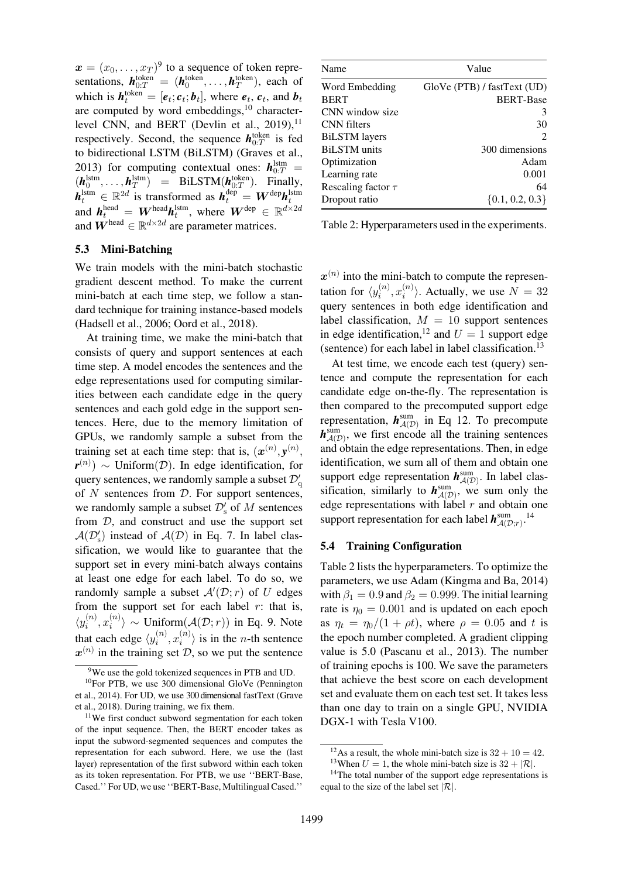$\boldsymbol{x} = (x_0, \ldots, x_T)$[9] to a sequence of token representations, $\boldsymbol{h}_{0:T}^{\text{token}} = (\boldsymbol{h}_0^{\text{token}}, \ldots, \boldsymbol{h}_T^{\text{token}})$, each of which is $\boldsymbol{h}_t^{\text{token}} = [\boldsymbol{e}_t; \boldsymbol{c}_t; \boldsymbol{b}_t]$, where $\boldsymbol{e}_t$, $\boldsymbol{c}_t$, and $\boldsymbol{b}_t$ are computed by word embeddings,[10] character-level CNN, and BERT (Devlin et al., 2019),[11] respectively. Second, the sequence $\boldsymbol{h}_{0:T}^{\text{token}}$ is fed to bidirectional LSTM (BiLSTM) (Graves et al., 2013) for computing contextual ones: $\boldsymbol{h}_{0:T}^{\text{lstm}} = (\boldsymbol{h}_0^{\text{lstm}}, \ldots, \boldsymbol{h}_T^{\text{lstm}}) = \text{BiLSTM}(\boldsymbol{h}_{0:T}^{\text{token}})$. Finally, $\boldsymbol{h}_t^{\text{lstm}} \in \mathbb{R}^{2d}$ is transformed as $\boldsymbol{h}_t^{\text{dep}} = \boldsymbol{W}^{\text{dep}} \boldsymbol{h}_t^{\text{lstm}}$ and $\boldsymbol{h}_t^{\text{head}} = \boldsymbol{W}^{\text{head}} \boldsymbol{h}_t^{\text{lstm}}$, where $\boldsymbol{W}^{\text{dep}} \in \mathbb{R}^{d \times 2d}$ and $\boldsymbol{W}^{\text{head}} \in \mathbb{R}^{d \times 2d}$ are parameter matrices.

### 5.3 Mini-Batching

We train models with the mini-batch stochastic gradient descent method. To make the current mini-batch at each time step, we follow a standard technique for training instance-based models (Hadsell et al., 2006; Oord et al., 2018).

At training time, we make the mini-batch that consists of query and support sentences at each time step. A model encodes the sentences and the edge representations used for computing similarities between each candidate edge in the query sentences and each gold edge in the support sentences. Here, due to the memory limitation of GPUs, we randomly sample a subset from the training set at each time step: that is, $(\boldsymbol{x}^{(n)}, \boldsymbol{y}^{(n)}, \boldsymbol{r}^{(n)}) \sim \text{Uniform}(\mathcal{D})$. In edge identification, for query sentences, we randomly sample a subset $\mathcal{D}'_{\text{q}}$ of $N$ sentences from $\mathcal{D}$. For support sentences, we randomly sample a subset $\mathcal{D}'_{\text{s}}$ of $M$ sentences from $\mathcal{D}$, and construct and use the support set $\mathcal{A}(\mathcal{D}'_{\text{s}})$ instead of $\mathcal{A}(\mathcal{D})$ in Eq. 7. In label classification, we would like to guarantee that the support set in every mini-batch always contains at least one edge for each label. To do so, we randomly sample a subset $\mathcal{A}'(\mathcal{D}; r)$ of $U$ edges from the support set for each label $r$: that is, $\langle y_i^{(n)}, x_i^{(n)} \rangle \sim \text{Uniform}(\mathcal{A}(\mathcal{D}; r))$ in Eq. 9. Note that each edge $\langle y_i^{(n)}, x_i^{(n)} \rangle$ is in the $n$-th sentence $\boldsymbol{x}^{(n)}$ in the training set $\mathcal{D}$, so we put the sentence $\boldsymbol{x}^{(n)}$ into the mini-batch to compute the representation for $\langle y_i^{(n)}, x_i^{(n)} \rangle$. Actually, we use $N = 32$ query sentences in both edge identification and label classification, $M = 10$ support sentences in edge identification,[12] and $U = 1$ support edge (sentence) for each label in label classification.[13]

At test time, we encode each test (query) sentence and compute the representation for each candidate edge on-the-fly. The representation is then compared to the precomputed support edge representation, $\boldsymbol{h}_{\mathcal{A}(\mathcal{D})}^{\text{sum}}$ in Eq 12. To precompute $\boldsymbol{h}_{\mathcal{A}(\mathcal{D})}^{\text{sum}}$, we first encode all the training sentences and obtain the edge representations. Then, in edge identification, we sum all of them and obtain one support edge representation $\boldsymbol{h}_{\mathcal{A}(\mathcal{D})}^{\text{sum}}$. In label classification, similarly to $\boldsymbol{h}_{\mathcal{A}(\mathcal{D})}^{\text{sum}}$, we sum only the edge representations with label $r$ and obtain one support representation for each label $\boldsymbol{h}_{\mathcal{A}(\mathcal{D}; r)}^{\text{sum}}$.[14]

### 5.4 Training Configuration

| Name | Value |
|---|---|
| Word Embedding | GloVe (PTB) / fastText (UD) |
| BERT | BERT-Base |
| CNN window size | 3 |
| CNN filters | 30 |
| BiLSTM layers | 2 |
| BiLSTM units | 300 dimensions |
| Optimization | Adam |
| Learning rate | 0.001 |
| Rescaling factor $\tau$ | 64 |
| Dropout ratio | $\{0.1, 0.2, 0.3\}$ |

Table 2: Hyperparameters used in the experiments.

Table 2 lists the hyperparameters. To optimize the parameters, we use Adam (Kingma and Ba, 2014) with $\beta_1 = 0.9$ and $\beta_2 = 0.999$. The initial learning rate is $\eta_0 = 0.001$ and is updated on each epoch as $\eta_t = \eta_0 / (1 + \rho t)$, where $\rho = 0.05$ and $t$ is the epoch number completed. A gradient clipping value is 5.0 (Pascanu et al., 2013). The number of training epochs is 100. We save the parameters that achieve the best score on each development set and evaluate them on each test set. It takes less than one day to train on a single GPU, NVIDIA DGX-1 with Tesla V100.

[9] We use the gold tokenized sequences in PTB and UD.

[10] For PTB, we use 300 dimensional GloVe (Pennington et al., 2014). For UD, we use 300 dimensional fastText (Grave et al., 2018). During training, we fix them.

[11] We first conduct subword segmentation for each token of the input sequence. Then, the BERT encoder takes as input the subword-segmented sequences and computes the representation for each subword. Here, we use the (last layer) representation of the first subword within each token as its token representation. For PTB, we use ''BERT-Base, Cased.'' For UD, we use ''BERT-Base, Multilingual Cased.''

[12] As a result, the whole mini-batch size is $32 + 10 = 42$.

[13] When $U = 1$, the whole mini-batch size is $32 + |\mathcal{R}|$.

[14] The total number of the support edge representations is equal to the size of the label set $|\mathcal{R}|$.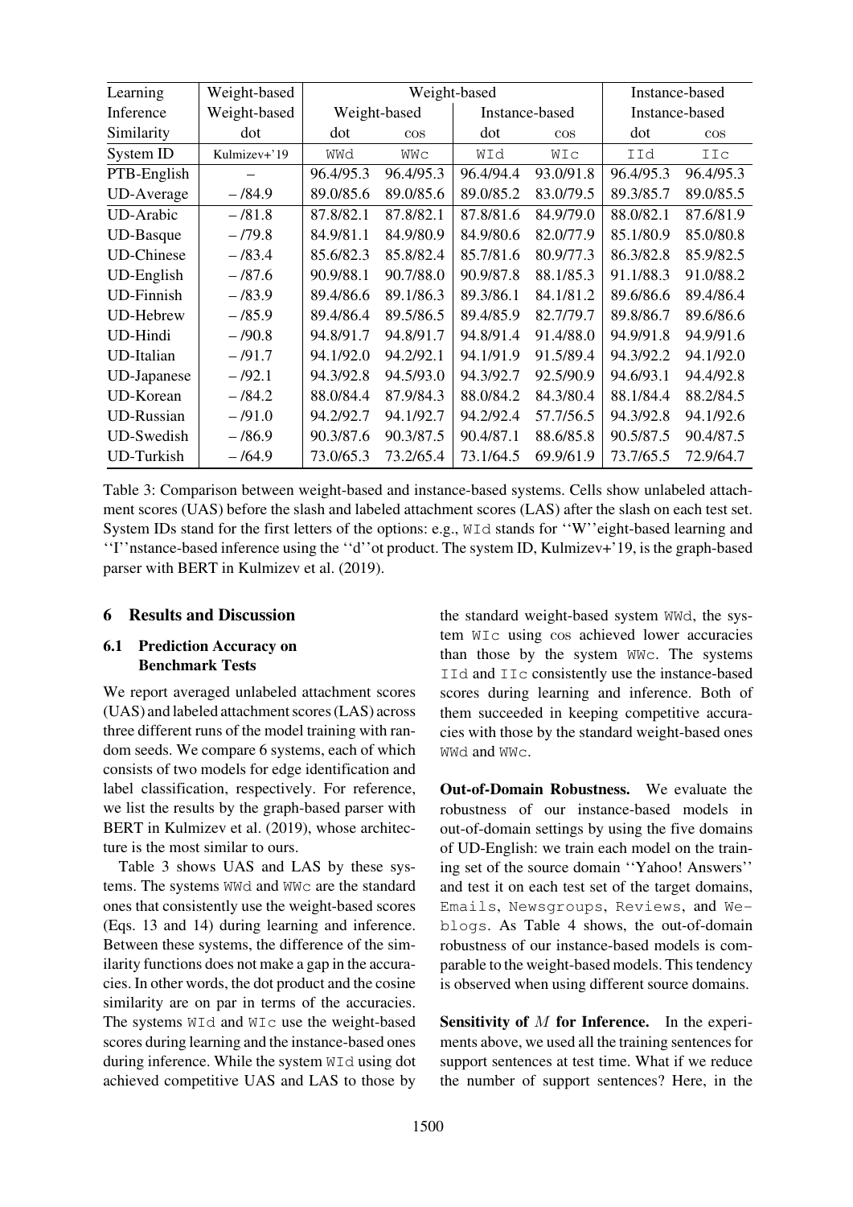| Learning | Weight-based | Weight-based | | | | Instance-based | |
|---|---|---|---|---|---|---|---|
| Inference | Weight-based | Weight-based | | Instance-based | | Instance-based | |
| Similarity | dot | dot | cos | dot | cos | dot | cos |
| System ID | Kulmizev+'19 | WWd | WWc | WId | WIc | IId | IIc |
| PTB-English | – | 96.4/95.3 | 96.4/95.3 | 96.4/94.4 | 93.0/91.8 | 96.4/95.3 | 96.4/95.3 |
| UD-Average | – /84.9 | 89.0/85.6 | 89.0/85.6 | 89.0/85.2 | 83.0/79.5 | 89.3/85.7 | 89.0/85.5 |
| UD-Arabic | – /81.8 | 87.8/82.1 | 87.8/82.1 | 87.8/81.6 | 84.9/79.0 | 88.0/82.1 | 87.6/81.9 |
| UD-Basque | – /79.8 | 84.9/81.1 | 84.9/80.9 | 84.9/80.6 | 82.0/77.9 | 85.1/80.9 | 85.0/80.8 |
| UD-Chinese | – /83.4 | 85.6/82.3 | 85.8/82.4 | 85.7/81.6 | 80.9/77.3 | 86.3/82.8 | 85.9/82.5 |
| UD-English | – /87.6 | 90.9/88.1 | 90.7/88.0 | 90.9/87.8 | 88.1/85.3 | 91.1/88.3 | 91.0/88.2 |
| UD-Finnish | – /83.9 | 89.4/86.6 | 89.1/86.3 | 89.3/86.1 | 84.1/81.2 | 89.6/86.6 | 89.4/86.4 |
| UD-Hebrew | – /85.9 | 89.4/86.4 | 89.5/86.5 | 89.4/85.9 | 82.7/79.7 | 89.8/86.7 | 89.6/86.6 |
| UD-Hindi | – /90.8 | 94.8/91.7 | 94.8/91.7 | 94.8/91.4 | 91.4/88.0 | 94.9/91.8 | 94.9/91.6 |
| UD-Italian | – /91.7 | 94.1/92.0 | 94.2/92.1 | 94.1/91.9 | 91.5/89.4 | 94.3/92.2 | 94.1/92.0 |
| UD-Japanese | – /92.1 | 94.3/92.8 | 94.5/93.0 | 94.3/92.7 | 92.5/90.9 | 94.6/93.1 | 94.4/92.8 |
| UD-Korean | – /84.2 | 88.0/84.4 | 87.9/84.3 | 88.0/84.2 | 84.3/80.4 | 88.1/84.4 | 88.2/84.5 |
| UD-Russian | – /91.0 | 94.2/92.7 | 94.1/92.7 | 94.2/92.4 | 57.7/56.5 | 94.3/92.8 | 94.1/92.6 |
| UD-Swedish | – /86.9 | 90.3/87.6 | 90.3/87.5 | 90.4/87.1 | 88.6/85.8 | 90.5/87.5 | 90.4/87.5 |
| UD-Turkish | – /64.9 | 73.0/65.3 | 73.2/65.4 | 73.1/64.5 | 69.9/61.9 | 73.7/65.5 | 72.9/64.7 |

Table 3: Comparison between weight-based and instance-based systems. Cells show unlabeled attachment scores (UAS) before the slash and labeled attachment scores (LAS) after the slash on each test set. System IDs stand for the first letters of the options: e.g., WId stands for ''W''eight-based learning and ''I''nstance-based inference using the ''d''ot product. The system ID, Kulmizev+'19, is the graph-based parser with BERT in Kulmizev et al. (2019).

## 6 Results and Discussion

### 6.1 Prediction Accuracy on Benchmark Tests

We report averaged unlabeled attachment scores (UAS) and labeled attachment scores (LAS) across three different runs of the model training with random seeds. We compare 6 systems, each of which consists of two models for edge identification and label classification, respectively. For reference, we list the results by the graph-based parser with BERT in Kulmizev et al. (2019), whose architecture is the most similar to ours.

Table 3 shows UAS and LAS by these systems. The systems WWd and WWc are the standard ones that consistently use the weight-based scores (Eqs. 13 and 14) during learning and inference. Between these systems, the difference of the similarity functions does not make a gap in the accuracies. In other words, the dot product and the cosine similarity are on par in terms of the accuracies. The systems WId and WIc use the weight-based scores during learning and the instance-based ones during inference. While the system WId using dot achieved competitive UAS and LAS to those by the standard weight-based system WWd, the system WIc using cos achieved lower accuracies than those by the system WWc. The systems IId and IIc consistently use the instance-based scores during learning and inference. Both of them succeeded in keeping competitive accuracies with those by the standard weight-based ones WWd and WWc.

**Out-of-Domain Robustness.** We evaluate the robustness of our instance-based models in out-of-domain settings by using the five domains of UD-English: we train each model on the training set of the source domain ''Yahoo! Answers'' and test it on each test set of the target domains, Emails, Newsgroups, Reviews, and Weblogs. As Table 4 shows, the out-of-domain robustness of our instance-based models is comparable to the weight-based models. This tendency is observed when using different source domains.

**Sensitivity of $M$ for Inference.** In the experiments above, we used all the training sentences for support sentences at test time. What if we reduce the number of support sentences? Here, in the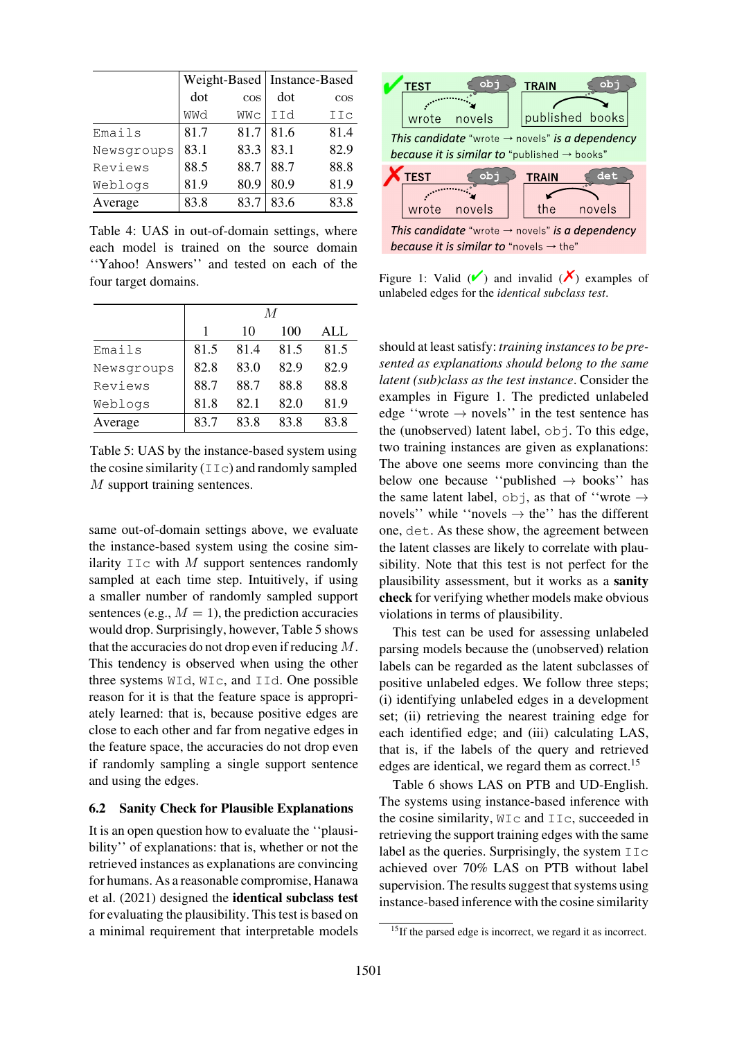| | Weight-Based | | Instance-Based | |
|---|---|---|---|---|
| | dot | cos | dot | cos |
| | WWd | WWc | IId | IIc |
| Emails | 81.7 | 81.7 | 81.6 | 81.4 |
| Newsgroups | 83.1 | 83.3 | 83.1 | 82.9 |
| Reviews | 88.5 | 88.7 | 88.7 | 88.8 |
| Weblogs | 81.9 | 80.9 | 80.9 | 81.9 |
| Average | 83.8 | 83.7 | 83.6 | 83.8 |

Table 4: UAS in out-of-domain settings, where each model is trained on the source domain "Yahoo! Answers" and tested on each of the four target domains.

| | $M$ | | | |
|---|---|---|---|---|
| | 1 | 10 | 100 | ALL |
| Emails | 81.5 | 81.4 | 81.5 | 81.5 |
| Newsgroups | 82.8 | 83.0 | 82.9 | 82.9 |
| Reviews | 88.7 | 88.7 | 88.8 | 88.8 |
| Weblogs | 81.8 | 82.1 | 82.0 | 81.9 |
| Average | 83.7 | 83.8 | 83.8 | 83.8 |

Table 5: UAS by the instance-based system using the cosine similarity (IIc) and randomly sampled $M$ support training sentences.

same out-of-domain settings above, we evaluate the instance-based system using the cosine similarity IIc with $M$ support sentences randomly sampled at each time step. Intuitively, if using a smaller number of randomly sampled support sentences (e.g., $M = 1$), the prediction accuracies would drop. Surprisingly, however, Table 5 shows that the accuracies do not drop even if reducing $M$. This tendency is observed when using the other three systems WId, WIc, and IId. One possible reason for it is that the feature space is appropriately learned: that is, because positive edges are close to each other and far from negative edges in the feature space, the accuracies do not drop even if randomly sampling a single support sentence and using the edges.

## 6.2 Sanity Check for Plausible Explanations

It is an open question how to evaluate the "plausibility" of explanations: that is, whether or not the retrieved instances as explanations are convincing for humans. As a reasonable compromise, Hanawa et al. (2021) designed the **identical subclass test** for evaluating the plausibility. This test is based on a minimal requirement that interpretable models should at least satisfy: *training instances to be presented as explanations should belong to the same latent (sub)class as the test instance*. Consider the examples in Figure 1. The predicted unlabeled edge "wrote → novels" in the test sentence has the (unobserved) latent label, obj. To this edge, two training instances are given as explanations: The above one seems more convincing than the below one because "published → books" has the same latent label, obj, as that of "wrote → novels" while "novels → the" has the different one, det. As these show, the agreement between the latent classes are likely to correlate with plausibility. Note that this test is not perfect for the plausibility assessment, but it works as a **sanity check** for verifying whether models make obvious violations in terms of plausibility.

Figure 1: Valid (✓) and invalid (✗) examples of unlabeled edges for the *identical subclass test*.

This test can be used for assessing unlabeled parsing models because the (unobserved) relation labels can be regarded as the latent subclasses of positive unlabeled edges. We follow three steps; (i) identifying unlabeled edges in a development set; (ii) retrieving the nearest training edge for each identified edge; and (iii) calculating LAS, that is, if the labels of the query and retrieved edges are identical, we regard them as correct.[15]

Table 6 shows LAS on PTB and UD-English. The systems using instance-based inference with the cosine similarity, WIc and IIc, succeeded in retrieving the support training edges with the same label as the queries. Surprisingly, the system IIc achieved over 70% LAS on PTB without label supervision. The results suggest that systems using instance-based inference with the cosine similarity

[15] If the parsed edge is incorrect, we regard it as incorrect.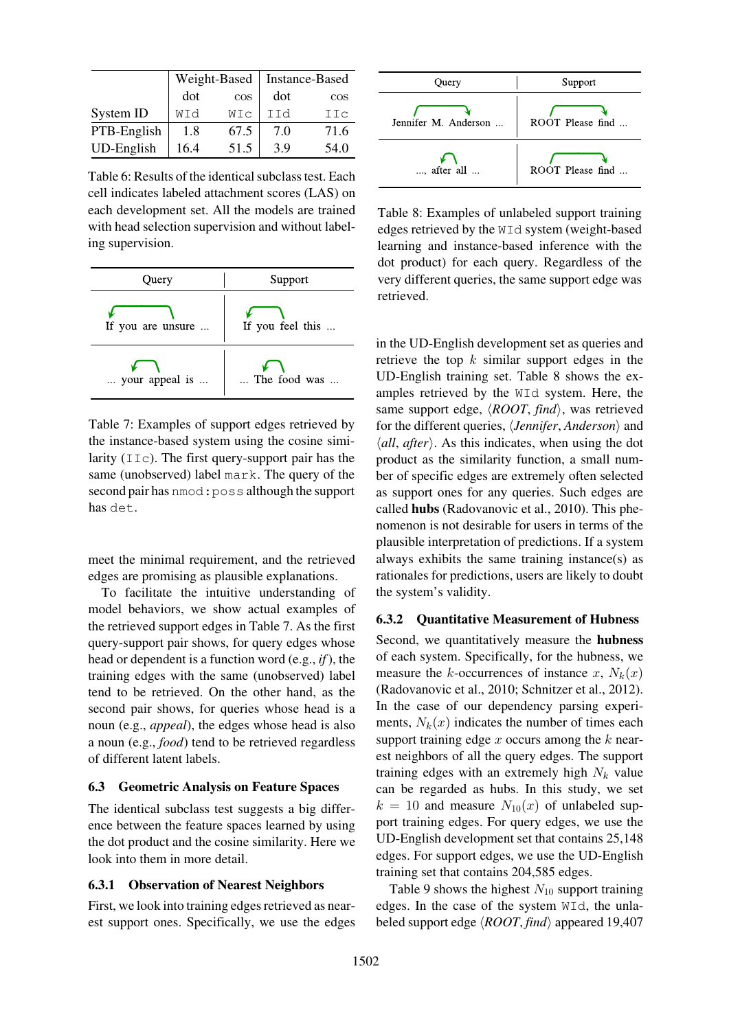|  | Weight-Based |  | Instance-Based |  |
|---|---|---|---|---|
|  | dot | cos | dot | cos |
| System ID | WId | WIc | IId | IIc |
| PTB-English | 1.8 | 67.5 | 7.0 | 71.6 |
| UD-English | 16.4 | 51.5 | 3.9 | 54.0 |

Table 6: Results of the identical subclass test. Each cell indicates labeled attachment scores (LAS) on each development set. All the models are trained with head selection supervision and without labeling supervision.

| Query | Support |
|---|---|
| If you are unsure ... | If you feel this ... |
| ... your appeal is ... | ... The food was ... |

Table 7: Examples of support edges retrieved by the instance-based system using the cosine similarity (IIc). The first query-support pair has the same (unobserved) label mark. The query of the second pair has nmod:poss although the support has det.

meet the minimal requirement, and the retrieved edges are promising as plausible explanations.

To facilitate the intuitive understanding of model behaviors, we show actual examples of the retrieved support edges in Table 7. As the first query-support pair shows, for query edges whose head or dependent is a function word (e.g., *if*), the training edges with the same (unobserved) label tend to be retrieved. On the other hand, as the second pair shows, for queries whose head is a noun (e.g., *appeal*), the edges whose head is also a noun (e.g., *food*) tend to be retrieved regardless of different latent labels.

### 6.3 Geometric Analysis on Feature Spaces

The identical subclass test suggests a big difference between the feature spaces learned by using the dot product and the cosine similarity. Here we look into them in more detail.

#### 6.3.1 Observation of Nearest Neighbors

First, we look into training edges retrieved as nearest support ones. Specifically, we use the edges in the UD-English development set as queries and retrieve the top $k$ similar support edges in the UD-English training set. Table 8 shows the examples retrieved by the WId system. Here, the same support edge, ⟨*ROOT*, *find*⟩, was retrieved for the different queries, ⟨*Jennifer*, *Anderson*⟩ and ⟨*all*, *after*⟩. As this indicates, when using the dot product as the similarity function, a small number of specific edges are extremely often selected as support ones for any queries. Such edges are called **hubs** (Radovanovic et al., 2010). This phenomenon is not desirable for users in terms of the plausible interpretation of predictions. If a system always exhibits the same training instance(s) as rationales for predictions, users are likely to doubt the system's validity.

| Query | Support |
|---|---|
| Jennifer M. Anderson ... | ROOT Please find ... |
| ..., after all ... | ROOT Please find ... |

Table 8: Examples of unlabeled support training edges retrieved by the WId system (weight-based learning and instance-based inference with the dot product) for each query. Regardless of the very different queries, the same support edge was retrieved.

#### 6.3.2 Quantitative Measurement of Hubness

Second, we quantitatively measure the **hubness** of each system. Specifically, for the hubness, we measure the $k$-occurrences of instance $x$, $N_k(x)$ (Radovanovic et al., 2010; Schnitzer et al., 2012). In the case of our dependency parsing experiments, $N_k(x)$ indicates the number of times each support training edge $x$ occurs among the $k$ nearest neighbors of all the query edges. The support training edges with an extremely high $N_k$ value can be regarded as hubs. In this study, we set $k = 10$ and measure $N_{10}(x)$ of unlabeled support training edges. For query edges, we use the UD-English development set that contains 25,148 edges. For support edges, we use the UD-English training set that contains 204,585 edges.

Table 9 shows the highest $N_{10}$ support training edges. In the case of the system WId, the unlabeled support edge ⟨*ROOT*, *find*⟩ appeared 19,407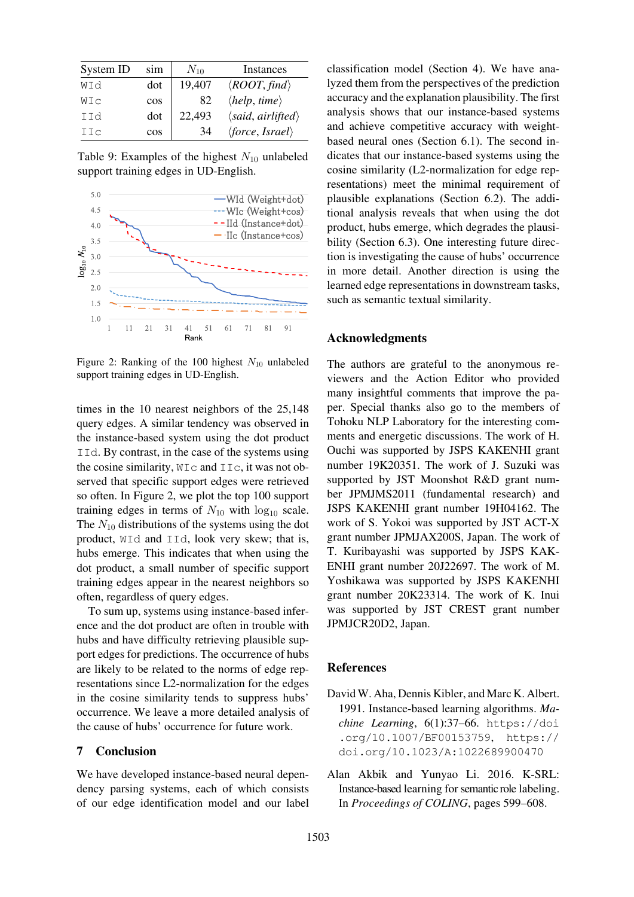| System ID | sim | $N_{10}$ | Instances |
|---|---|---|---|
| WId | dot | 19,407 | ⟨*ROOT*, *find*⟩ |
| WIc | cos | 82 | ⟨*help*, *time*⟩ |
| IId | dot | 22,493 | ⟨*said*, *airlifted*⟩ |
| IIc | cos | 34 | ⟨*force*, *Israel*⟩ |

Table 9: Examples of the highest $N_{10}$ unlabeled support training edges in UD-English.

Figure 2: Ranking of the 100 highest $N_{10}$ unlabeled support training edges in UD-English.

times in the 10 nearest neighbors of the 25,148 query edges. A similar tendency was observed in the instance-based system using the dot product IId. By contrast, in the case of the systems using the cosine similarity, WIc and IIc, it was not observed that specific support edges were retrieved so often. In Figure 2, we plot the top 100 support training edges in terms of $N_{10}$ with $\log_{10}$ scale. The $N_{10}$ distributions of the systems using the dot product, WId and IId, look very skew; that is, hubs emerge. This indicates that when using the dot product, a small number of specific support training edges appear in the nearest neighbors so often, regardless of query edges.

To sum up, systems using instance-based inference and the dot product are often in trouble with hubs and have difficulty retrieving plausible support edges for predictions. The occurrence of hubs are likely to be related to the norms of edge representations since L2-normalization for the edges in the cosine similarity tends to suppress hubs' occurrence. We leave a more detailed analysis of the cause of hubs' occurrence for future work.

## 7 Conclusion

We have developed instance-based neural dependency parsing systems, each of which consists of our edge identification model and our label classification model (Section 4). We have analyzed them from the perspectives of the prediction accuracy and the explanation plausibility. The first analysis shows that our instance-based systems and achieve competitive accuracy with weight-based neural ones (Section 6.1). The second indicates that our instance-based systems using the cosine similarity (L2-normalization for edge representations) meet the minimal requirement of plausible explanations (Section 6.2). The additional analysis reveals that when using the dot product, hubs emerge, which degrades the plausibility (Section 6.3). One interesting future direction is investigating the cause of hubs' occurrence in more detail. Another direction is using the learned edge representations in downstream tasks, such as semantic textual similarity.

## Acknowledgments

The authors are grateful to the anonymous reviewers and the Action Editor who provided many insightful comments that improve the paper. Special thanks also go to the members of Tohoku NLP Laboratory for the interesting comments and energetic discussions. The work of H. Ouchi was supported by JSPS KAKENHI grant number 19K20351. The work of J. Suzuki was supported by JST Moonshot R&D grant number JPMJMS2011 (fundamental research) and JSPS KAKENHI grant number 19H04162. The work of S. Yokoi was supported by JST ACT-X grant number JPMJAX200S, Japan. The work of T. Kuribayashi was supported by JSPS KAKENHI grant number 20J22697. The work of M. Yoshikawa was supported by JSPS KAKENHI grant number 20K23314. The work of K. Inui was supported by JST CREST grant number JPMJCR20D2, Japan.

## References

David W. Aha, Dennis Kibler, and Marc K. Albert. 1991. Instance-based learning algorithms. *Machine Learning*, 6(1):37–66. https://doi.org/10.1007/BF00153759, https://doi.org/10.1023/A:1022689900470

Alan Akbik and Yunyao Li. 2016. K-SRL: Instance-based learning for semantic role labeling. In *Proceedings of COLING*, pages 599–608.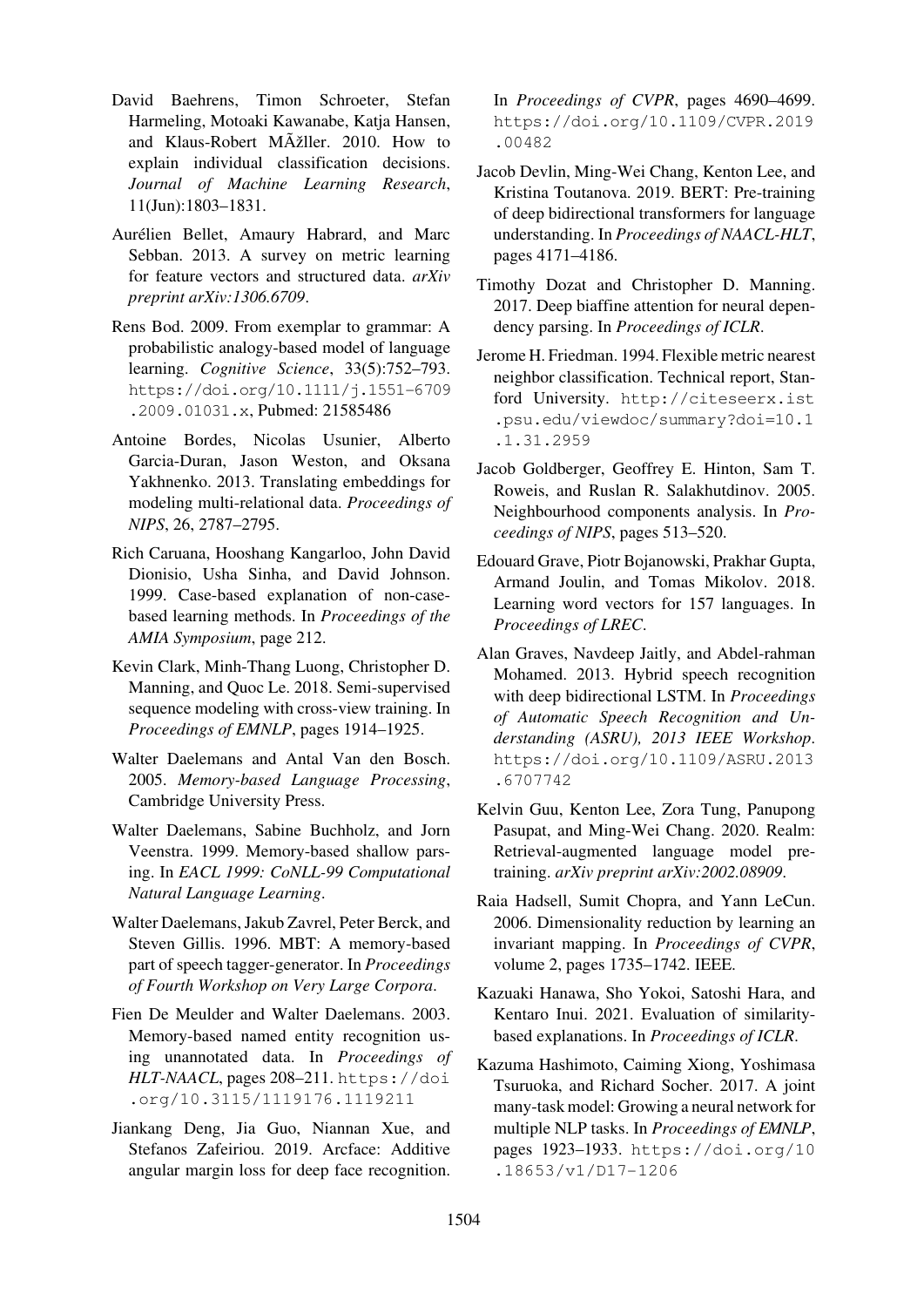David Baehrens, Timon Schroeter, Stefan Harmeling, Motoaki Kawanabe, Katja Hansen, and Klaus-Robert MÃžller. 2010. How to explain individual classification decisions. *Journal of Machine Learning Research*, 11(Jun):1803–1831.

Aurélien Bellet, Amaury Habrard, and Marc Sebban. 2013. A survey on metric learning for feature vectors and structured data. *arXiv preprint arXiv:1306.6709*.

Rens Bod. 2009. From exemplar to grammar: A probabilistic analogy-based model of language learning. *Cognitive Science*, 33(5):752–793. https://doi.org/10.1111/j.1551-6709.2009.01031.x, Pubmed: 21585486

Antoine Bordes, Nicolas Usunier, Alberto Garcia-Duran, Jason Weston, and Oksana Yakhnenko. 2013. Translating embeddings for modeling multi-relational data. *Proceedings of NIPS*, 26, 2787–2795.

Rich Caruana, Hooshang Kangarloo, John David Dionisio, Usha Sinha, and David Johnson. 1999. Case-based explanation of non-case-based learning methods. In *Proceedings of the AMIA Symposium*, page 212.

Kevin Clark, Minh-Thang Luong, Christopher D. Manning, and Quoc Le. 2018. Semi-supervised sequence modeling with cross-view training. In *Proceedings of EMNLP*, pages 1914–1925.

Walter Daelemans and Antal Van den Bosch. 2005. *Memory-based Language Processing*, Cambridge University Press.

Walter Daelemans, Sabine Buchholz, and Jorn Veenstra. 1999. Memory-based shallow parsing. In *EACL 1999: CoNLL-99 Computational Natural Language Learning*.

Walter Daelemans, Jakub Zavrel, Peter Berck, and Steven Gillis. 1996. MBT: A memory-based part of speech tagger-generator. In *Proceedings of Fourth Workshop on Very Large Corpora*.

Fien De Meulder and Walter Daelemans. 2003. Memory-based named entity recognition using unannotated data. In *Proceedings of HLT-NAACL*, pages 208–211. https://doi.org/10.3115/1119176.1119211

Jiankang Deng, Jia Guo, Niannan Xue, and Stefanos Zafeiriou. 2019. Arcface: Additive angular margin loss for deep face recognition. In *Proceedings of CVPR*, pages 4690–4699. https://doi.org/10.1109/CVPR.2019.00482

Jacob Devlin, Ming-Wei Chang, Kenton Lee, and Kristina Toutanova. 2019. BERT: Pre-training of deep bidirectional transformers for language understanding. In *Proceedings of NAACL-HLT*, pages 4171–4186.

Timothy Dozat and Christopher D. Manning. 2017. Deep biaffine attention for neural dependency parsing. In *Proceedings of ICLR*.

Jerome H. Friedman. 1994. Flexible metric nearest neighbor classification. Technical report, Stanford University. http://citeseerx.ist.psu.edu/viewdoc/summary?doi=10.1.1.31.2959

Jacob Goldberger, Geoffrey E. Hinton, Sam T. Roweis, and Ruslan R. Salakhutdinov. 2005. Neighbourhood components analysis. In *Proceedings of NIPS*, pages 513–520.

Edouard Grave, Piotr Bojanowski, Prakhar Gupta, Armand Joulin, and Tomas Mikolov. 2018. Learning word vectors for 157 languages. In *Proceedings of LREC*.

Alan Graves, Navdeep Jaitly, and Abdel-rahman Mohamed. 2013. Hybrid speech recognition with deep bidirectional LSTM. In *Proceedings of Automatic Speech Recognition and Understanding (ASRU), 2013 IEEE Workshop*. https://doi.org/10.1109/ASRU.2013.6707742

Kelvin Guu, Kenton Lee, Zora Tung, Panupong Pasupat, and Ming-Wei Chang. 2020. Realm: Retrieval-augmented language model pre-training. *arXiv preprint arXiv:2002.08909*.

Raia Hadsell, Sumit Chopra, and Yann LeCun. 2006. Dimensionality reduction by learning an invariant mapping. In *Proceedings of CVPR*, volume 2, pages 1735–1742. IEEE.

Kazuaki Hanawa, Sho Yokoi, Satoshi Hara, and Kentaro Inui. 2021. Evaluation of similarity-based explanations. In *Proceedings of ICLR*.

Kazuma Hashimoto, Caiming Xiong, Yoshimasa Tsuruoka, and Richard Socher. 2017. A joint many-task model: Growing a neural network for multiple NLP tasks. In *Proceedings of EMNLP*, pages 1923–1933. https://doi.org/10.18653/v1/D17-1206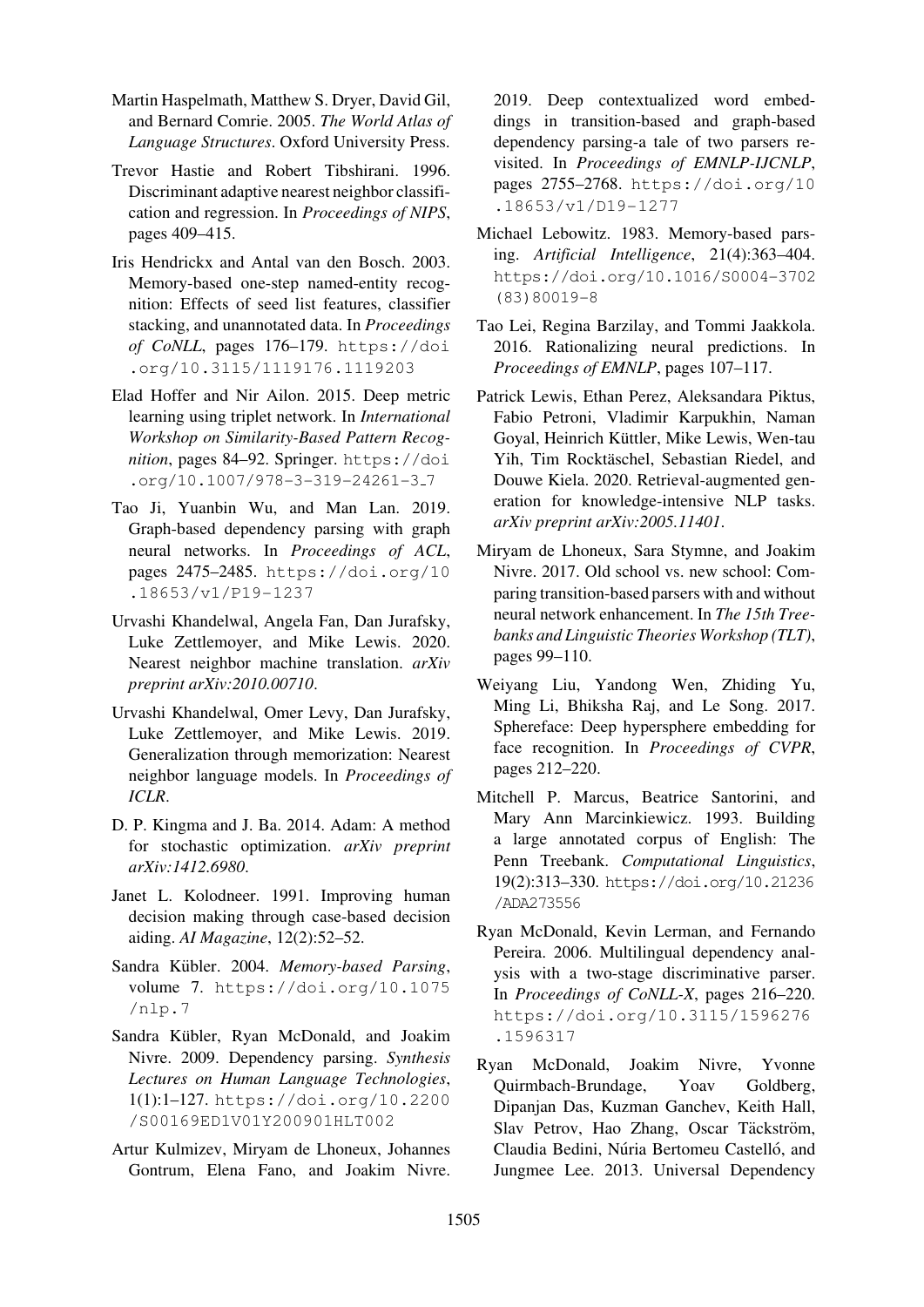Martin Haspelmath, Matthew S. Dryer, David Gil, and Bernard Comrie. 2005. *The World Atlas of Language Structures*. Oxford University Press.

Trevor Hastie and Robert Tibshirani. 1996. Discriminant adaptive nearest neighbor classification and regression. In *Proceedings of NIPS*, pages 409–415.

Iris Hendrickx and Antal van den Bosch. 2003. Memory-based one-step named-entity recognition: Effects of seed list features, classifier stacking, and unannotated data. In *Proceedings of CoNLL*, pages 176–179. https://doi.org/10.3115/1119176.1119203

Elad Hoffer and Nir Ailon. 2015. Deep metric learning using triplet network. In *International Workshop on Similarity-Based Pattern Recognition*, pages 84–92. Springer. https://doi.org/10.1007/978-3-319-24261-3_7

Tao Ji, Yuanbin Wu, and Man Lan. 2019. Graph-based dependency parsing with graph neural networks. In *Proceedings of ACL*, pages 2475–2485. https://doi.org/10.18653/v1/P19-1237

Urvashi Khandelwal, Angela Fan, Dan Jurafsky, Luke Zettlemoyer, and Mike Lewis. 2020. Nearest neighbor machine translation. *arXiv preprint arXiv:2010.00710*.

Urvashi Khandelwal, Omer Levy, Dan Jurafsky, Luke Zettlemoyer, and Mike Lewis. 2019. Generalization through memorization: Nearest neighbor language models. In *Proceedings of ICLR*.

D. P. Kingma and J. Ba. 2014. Adam: A method for stochastic optimization. *arXiv preprint arXiv:1412.6980*.

Janet L. Kolodneer. 1991. Improving human decision making through case-based decision aiding. *AI Magazine*, 12(2):52–52.

Sandra Kübler. 2004. *Memory-based Parsing*, volume 7. https://doi.org/10.1075/nlp.7

Sandra Kübler, Ryan McDonald, and Joakim Nivre. 2009. Dependency parsing. *Synthesis Lectures on Human Language Technologies*, 1(1):1–127. https://doi.org/10.2200/S00169ED1V01Y200901HLT002

Artur Kulmizev, Miryam de Lhoneux, Johannes Gontrum, Elena Fano, and Joakim Nivre. 2019. Deep contextualized word embeddings in transition-based and graph-based dependency parsing-a tale of two parsers revisited. In *Proceedings of EMNLP-IJCNLP*, pages 2755–2768. https://doi.org/10.18653/v1/D19-1277

Michael Lebowitz. 1983. Memory-based parsing. *Artificial Intelligence*, 21(4):363–404. https://doi.org/10.1016/S0004-3702(83)80019-8

Tao Lei, Regina Barzilay, and Tommi Jaakkola. 2016. Rationalizing neural predictions. In *Proceedings of EMNLP*, pages 107–117.

Patrick Lewis, Ethan Perez, Aleksandara Piktus, Fabio Petroni, Vladimir Karpukhin, Naman Goyal, Heinrich Küttler, Mike Lewis, Wen-tau Yih, Tim Rocktäschel, Sebastian Riedel, and Douwe Kiela. 2020. Retrieval-augmented generation for knowledge-intensive NLP tasks. *arXiv preprint arXiv:2005.11401*.

Miryam de Lhoneux, Sara Stymne, and Joakim Nivre. 2017. Old school vs. new school: Comparing transition-based parsers with and without neural network enhancement. In *The 15th Treebanks and Linguistic Theories Workshop (TLT)*, pages 99–110.

Weiyang Liu, Yandong Wen, Zhiding Yu, Ming Li, Bhiksha Raj, and Le Song. 2017. Sphereface: Deep hypersphere embedding for face recognition. In *Proceedings of CVPR*, pages 212–220.

Mitchell P. Marcus, Beatrice Santorini, and Mary Ann Marcinkiewicz. 1993. Building a large annotated corpus of English: The Penn Treebank. *Computational Linguistics*, 19(2):313–330. https://doi.org/10.21236/ADA273556

Ryan McDonald, Kevin Lerman, and Fernando Pereira. 2006. Multilingual dependency analysis with a two-stage discriminative parser. In *Proceedings of CoNLL-X*, pages 216–220. https://doi.org/10.3115/1596276.1596317

Ryan McDonald, Joakim Nivre, Yvonne Quirmbach-Brundage, Yoav Goldberg, Dipanjan Das, Kuzman Ganchev, Keith Hall, Slav Petrov, Hao Zhang, Oscar Täckström, Claudia Bedini, Núria Bertomeu Castelló, and Jungmee Lee. 2013. Universal Dependency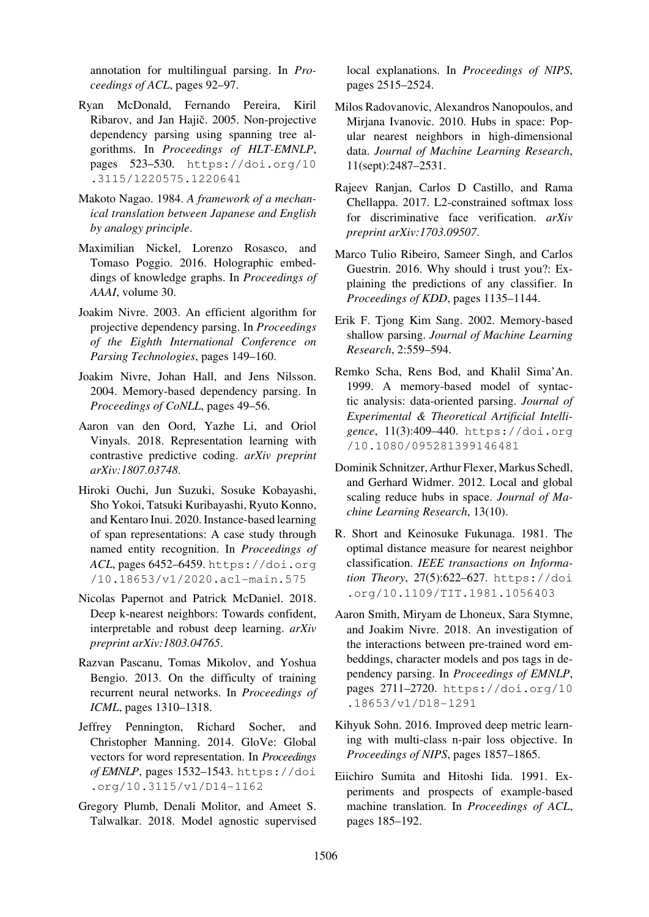annotation for multilingual parsing. In *Proceedings of ACL*, pages 92–97.

Ryan McDonald, Fernando Pereira, Kiril Ribarov, and Jan Hajič. 2005. Non-projective dependency parsing using spanning tree algorithms. In *Proceedings of HLT-EMNLP*, pages 523–530. https://doi.org/10.3115/1220575.1220641

Makoto Nagao. 1984. *A framework of a mechanical translation between Japanese and English by analogy principle*.

Maximilian Nickel, Lorenzo Rosasco, and Tomaso Poggio. 2016. Holographic embeddings of knowledge graphs. In *Proceedings of AAAI*, volume 30.

Joakim Nivre. 2003. An efficient algorithm for projective dependency parsing. In *Proceedings of the Eighth International Conference on Parsing Technologies*, pages 149–160.

Joakim Nivre, Johan Hall, and Jens Nilsson. 2004. Memory-based dependency parsing. In *Proceedings of CoNLL*, pages 49–56.

Aaron van den Oord, Yazhe Li, and Oriol Vinyals. 2018. Representation learning with contrastive predictive coding. *arXiv preprint arXiv:1807.03748*.

Hiroki Ouchi, Jun Suzuki, Sosuke Kobayashi, Sho Yokoi, Tatsuki Kuribayashi, Ryuto Konno, and Kentaro Inui. 2020. Instance-based learning of span representations: A case study through named entity recognition. In *Proceedings of ACL*, pages 6452–6459. https://doi.org/10.18653/v1/2020.acl-main.575

Nicolas Papernot and Patrick McDaniel. 2018. Deep k-nearest neighbors: Towards confident, interpretable and robust deep learning. *arXiv preprint arXiv:1803.04765*.

Razvan Pascanu, Tomas Mikolov, and Yoshua Bengio. 2013. On the difficulty of training recurrent neural networks. In *Proceedings of ICML*, pages 1310–1318.

Jeffrey Pennington, Richard Socher, and Christopher Manning. 2014. GloVe: Global vectors for word representation. In *Proceedings of EMNLP*, pages 1532–1543. https://doi.org/10.3115/v1/D14-1162

Gregory Plumb, Denali Molitor, and Ameet S. Talwalkar. 2018. Model agnostic supervised local explanations. In *Proceedings of NIPS*, pages 2515–2524.

Milos Radovanovic, Alexandros Nanopoulos, and Mirjana Ivanovic. 2010. Hubs in space: Popular nearest neighbors in high-dimensional data. *Journal of Machine Learning Research*, 11(sept):2487–2531.

Rajeev Ranjan, Carlos D Castillo, and Rama Chellappa. 2017. L2-constrained softmax loss for discriminative face verification. *arXiv preprint arXiv:1703.09507*.

Marco Tulio Ribeiro, Sameer Singh, and Carlos Guestrin. 2016. Why should i trust you?: Explaining the predictions of any classifier. In *Proceedings of KDD*, pages 1135–1144.

Erik F. Tjong Kim Sang. 2002. Memory-based shallow parsing. *Journal of Machine Learning Research*, 2:559–594.

Remko Scha, Rens Bod, and Khalil Sima'An. 1999. A memory-based model of syntactic analysis: data-oriented parsing. *Journal of Experimental & Theoretical Artificial Intelligence*, 11(3):409–440. https://doi.org/10.1080/095281399146481

Dominik Schnitzer, Arthur Flexer, Markus Schedl, and Gerhard Widmer. 2012. Local and global scaling reduce hubs in space. *Journal of Machine Learning Research*, 13(10).

R. Short and Keinosuke Fukunaga. 1981. The optimal distance measure for nearest neighbor classification. *IEEE transactions on Information Theory*, 27(5):622–627. https://doi.org/10.1109/TIT.1981.1056403

Aaron Smith, Miryam de Lhoneux, Sara Stymne, and Joakim Nivre. 2018. An investigation of the interactions between pre-trained word embeddings, character models and pos tags in dependency parsing. In *Proceedings of EMNLP*, pages 2711–2720. https://doi.org/10.18653/v1/D18-1291

Kihyuk Sohn. 2016. Improved deep metric learning with multi-class n-pair loss objective. In *Proceedings of NIPS*, pages 1857–1865.

Eiichiro Sumita and Hitoshi Iida. 1991. Experiments and prospects of example-based machine translation. In *Proceedings of ACL*, pages 185–192.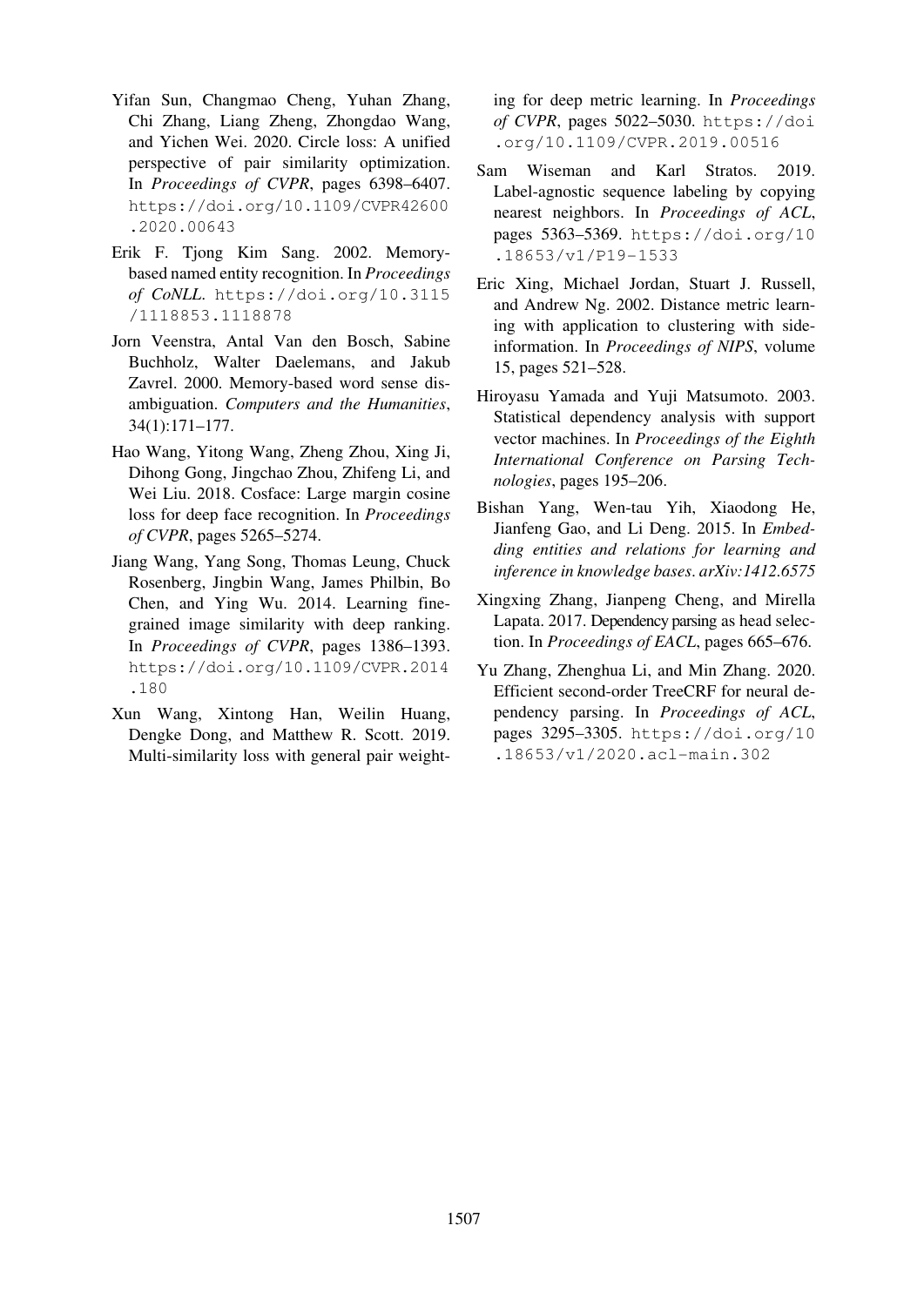Yifan Sun, Changmao Cheng, Yuhan Zhang, Chi Zhang, Liang Zheng, Zhongdao Wang, and Yichen Wei. 2020. Circle loss: A unified perspective of pair similarity optimization. In *Proceedings of CVPR*, pages 6398–6407. https://doi.org/10.1109/CVPR42600.2020.00643

Erik F. Tjong Kim Sang. 2002. Memory-based named entity recognition. In *Proceedings of CoNLL*. https://doi.org/10.3115/1118853.1118878

Jorn Veenstra, Antal Van den Bosch, Sabine Buchholz, Walter Daelemans, and Jakub Zavrel. 2000. Memory-based word sense disambiguation. *Computers and the Humanities*, 34(1):171–177.

Hao Wang, Yitong Wang, Zheng Zhou, Xing Ji, Dihong Gong, Jingchao Zhou, Zhifeng Li, and Wei Liu. 2018. Cosface: Large margin cosine loss for deep face recognition. In *Proceedings of CVPR*, pages 5265–5274.

Jiang Wang, Yang Song, Thomas Leung, Chuck Rosenberg, Jingbin Wang, James Philbin, Bo Chen, and Ying Wu. 2014. Learning fine-grained image similarity with deep ranking. In *Proceedings of CVPR*, pages 1386–1393. https://doi.org/10.1109/CVPR.2014.180

Xun Wang, Xintong Han, Weilin Huang, Dengke Dong, and Matthew R. Scott. 2019. Multi-similarity loss with general pair weighting for deep metric learning. In *Proceedings of CVPR*, pages 5022–5030. https://doi.org/10.1109/CVPR.2019.00516

Sam Wiseman and Karl Stratos. 2019. Label-agnostic sequence labeling by copying nearest neighbors. In *Proceedings of ACL*, pages 5363–5369. https://doi.org/10.18653/v1/P19-1533

Eric Xing, Michael Jordan, Stuart J. Russell, and Andrew Ng. 2002. Distance metric learning with application to clustering with side-information. In *Proceedings of NIPS*, volume 15, pages 521–528.

Hiroyasu Yamada and Yuji Matsumoto. 2003. Statistical dependency analysis with support vector machines. In *Proceedings of the Eighth International Conference on Parsing Technologies*, pages 195–206.

Bishan Yang, Wen-tau Yih, Xiaodong He, Jianfeng Gao, and Li Deng. 2015. In *Embedding entities and relations for learning and inference in knowledge bases*. *arXiv:1412.6575*

Xingxing Zhang, Jianpeng Cheng, and Mirella Lapata. 2017. Dependency parsing as head selection. In *Proceedings of EACL*, pages 665–676.

Yu Zhang, Zhenghua Li, and Min Zhang. 2020. Efficient second-order TreeCRF for neural dependency parsing. In *Proceedings of ACL*, pages 3295–3305. https://doi.org/10.18653/v1/2020.acl-main.302